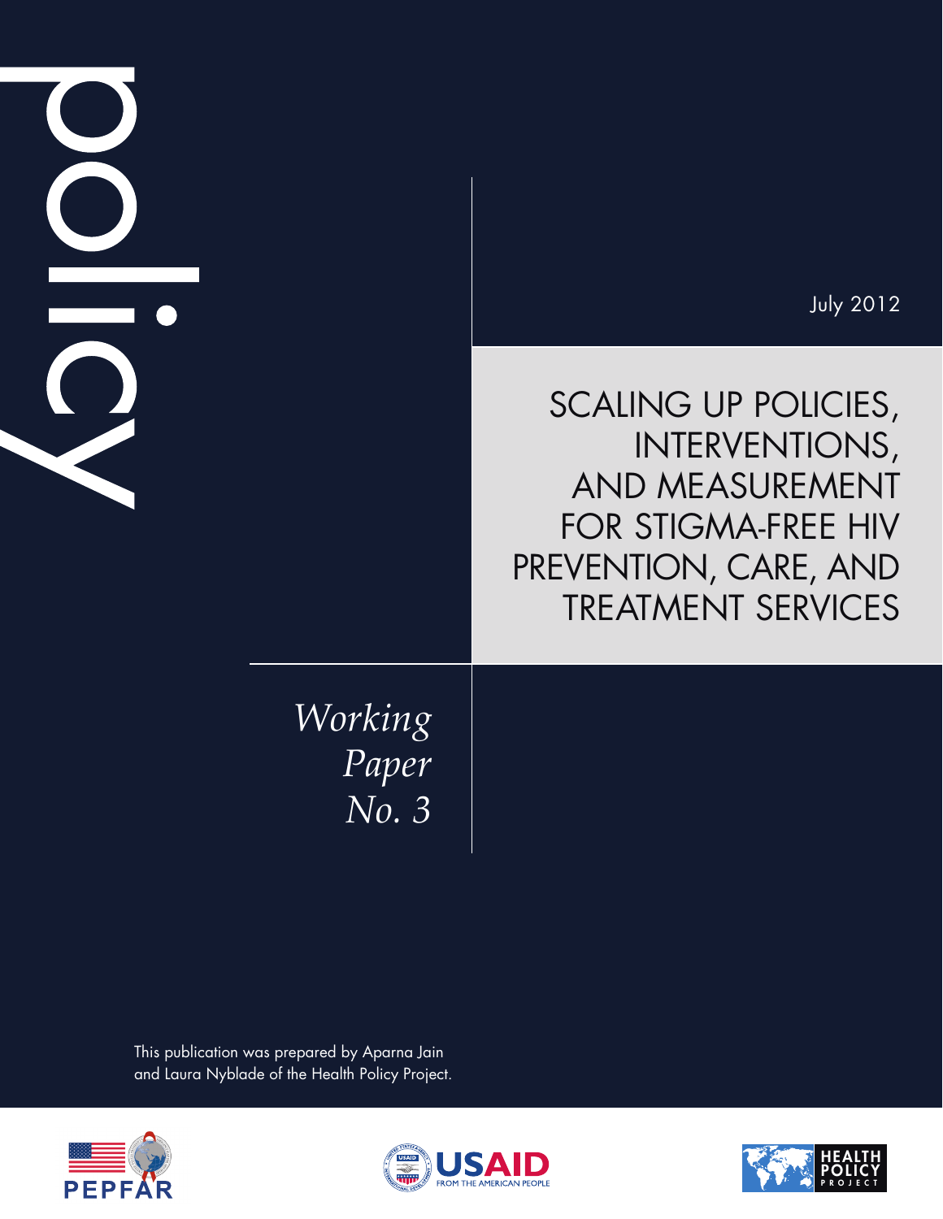policy

July 2012

# SCALING UP POLICIES, INTERVENTIONS, AND MEASUREMENT FOR STIGMA-FREE HIV PREVENTION, CARE, AND TREATMENT SERVICES

*Working Paper No. 3*

This publication was prepared by Aparna Jain and Laura Nyblade of the Health Policy Project.

PEPFAR

USAID FROM THE AMERICAN PEOPLE

HEALTH POLICY PROJECT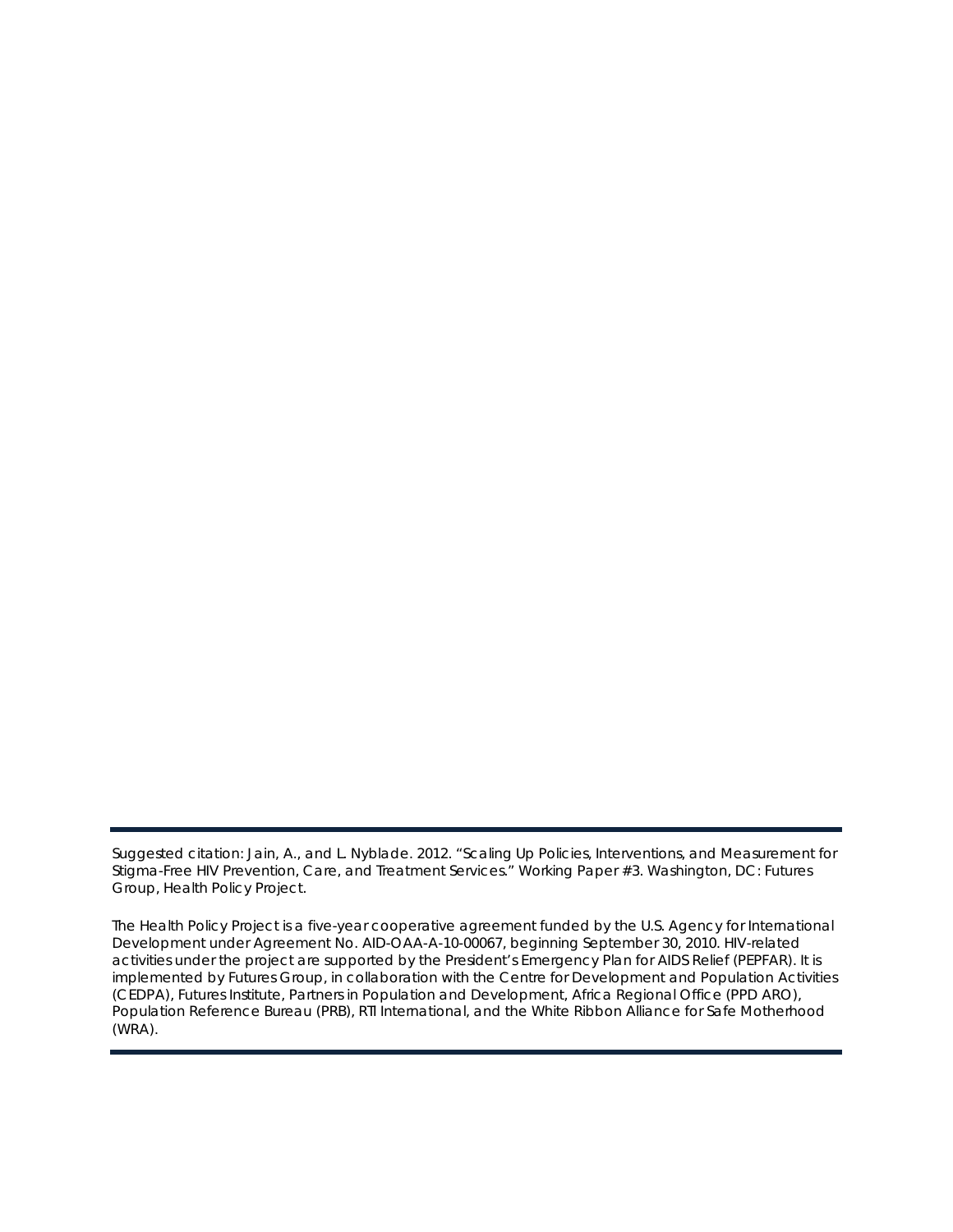Suggested citation: Jain, A., and L. Nyblade. 2012. "Scaling Up Policies, Interventions, and Measurement for Stigma-Free HIV Prevention, Care, and Treatment Services." Working Paper #3. Washington, DC: Futures Group, Health Policy Project.

The Health Policy Project is a five-year cooperative agreement funded by the U.S. Agency for International Development under Agreement No. AID-OAA-A-10-00067, beginning September 30, 2010. HIV-related activities under the project are supported by the President's Emergency Plan for AIDS Relief (PEPFAR). It is implemented by Futures Group, in collaboration with the Centre for Development and Population Activities (CEDPA), Futures Institute, Partners in Population and Development, Africa Regional Office (PPD ARO), Population Reference Bureau (PRB), RTI International, and the White Ribbon Alliance for Safe Motherhood (WRA).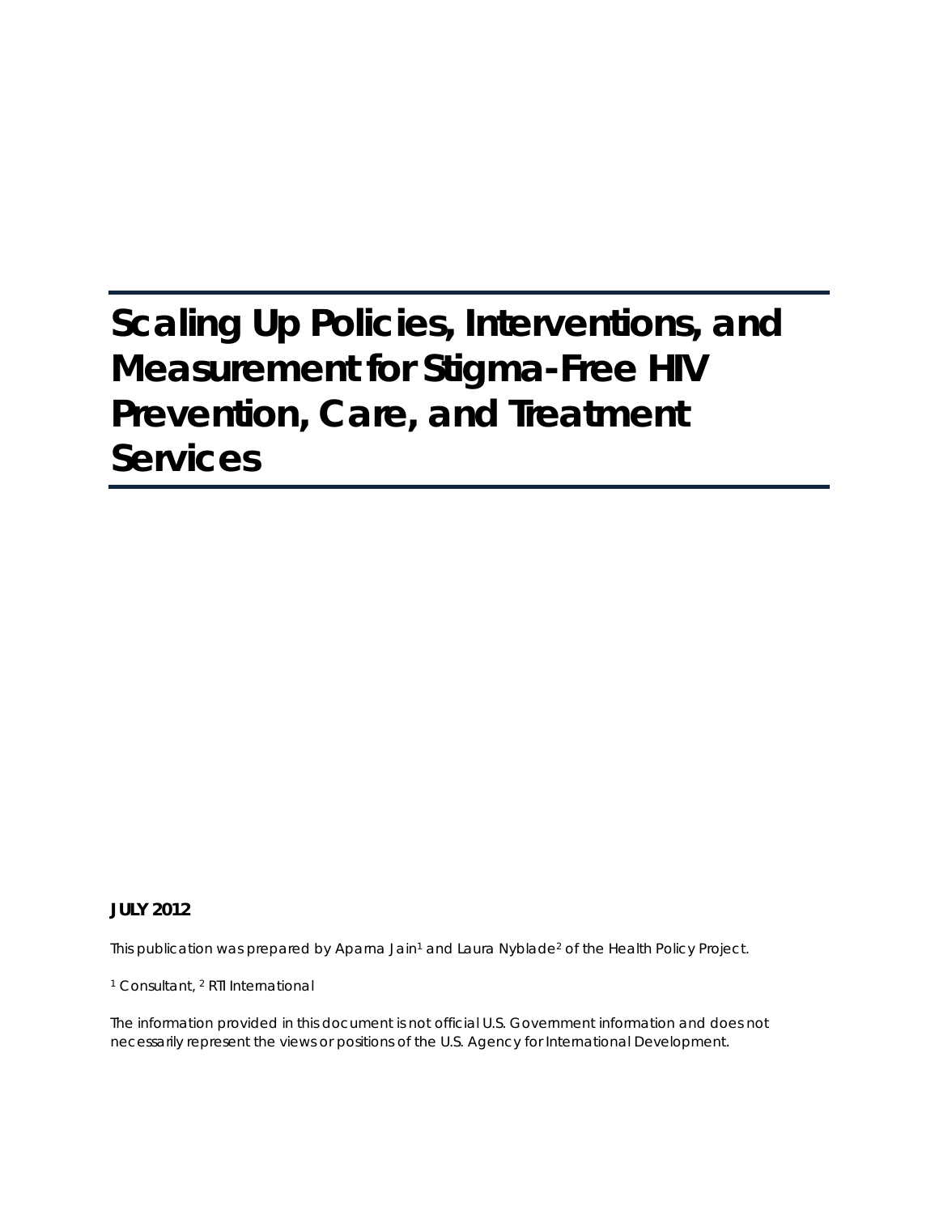# Scaling Up Policies, Interventions, and Measurement for Stigma-Free HIV Prevention, Care, and Treatment Services

**JULY 2012**

This publication was prepared by Aparna Jain[1] and Laura Nyblade[2] of the Health Policy Project.

[1] Consultant, [2] RTI International

The information provided in this document is not official U.S. Government information and does not necessarily represent the views or positions of the U.S. Agency for International Development.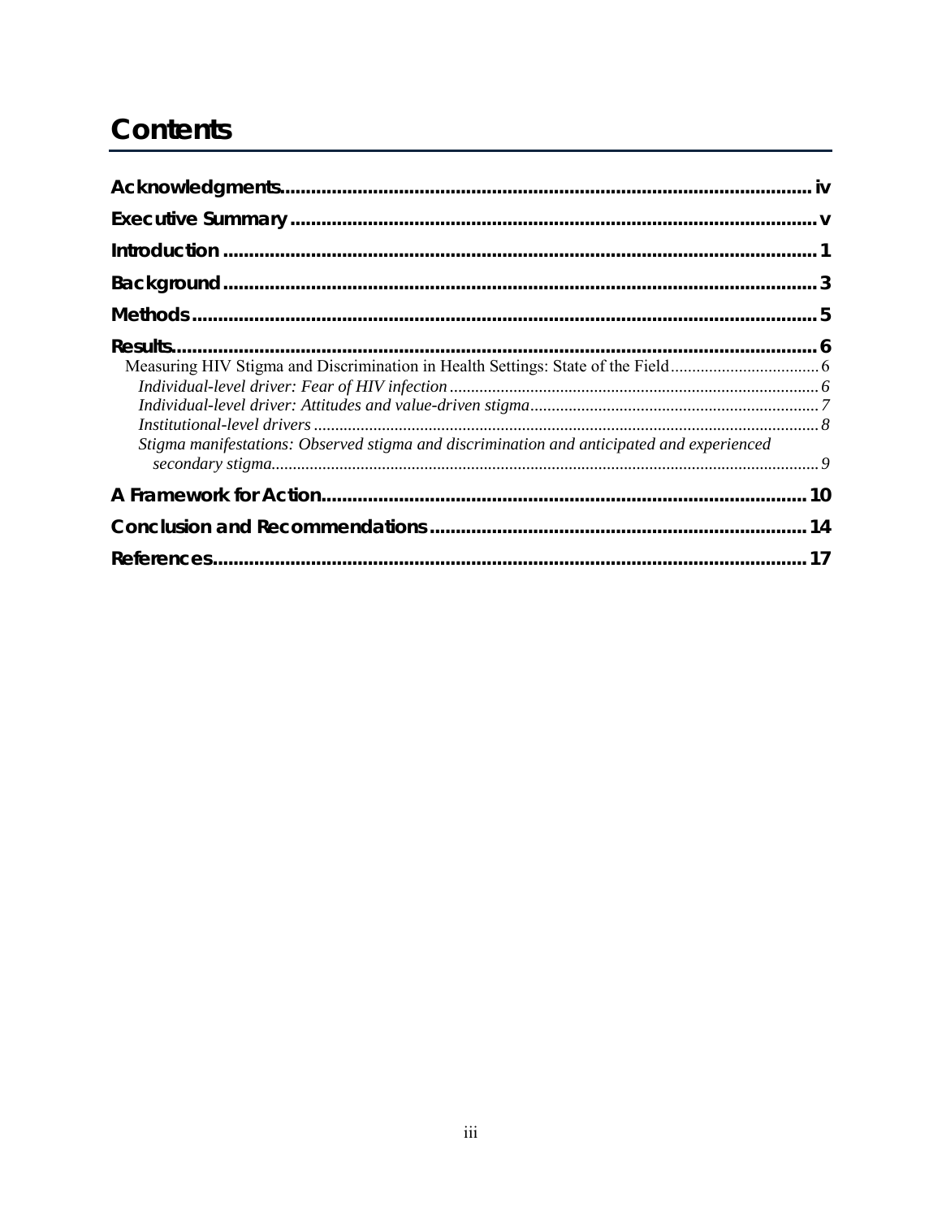# Contents

Acknowledgments ..... iv

Executive Summary ..... v

Introduction ..... 1

Background ..... 3

Methods ..... 5

Results ..... 6

- Measuring HIV Stigma and Discrimination in Health Settings: State of the Field ..... 6
  - *Individual-level driver: Fear of HIV infection* ..... 6
  - *Individual-level driver: Attitudes and value-driven stigma* ..... 7
  - *Institutional-level drivers* ..... 8
  - *Stigma manifestations: Observed stigma and discrimination and anticipated and experienced secondary stigma* ..... 9

A Framework for Action ..... 10

Conclusion and Recommendations ..... 14

References ..... 17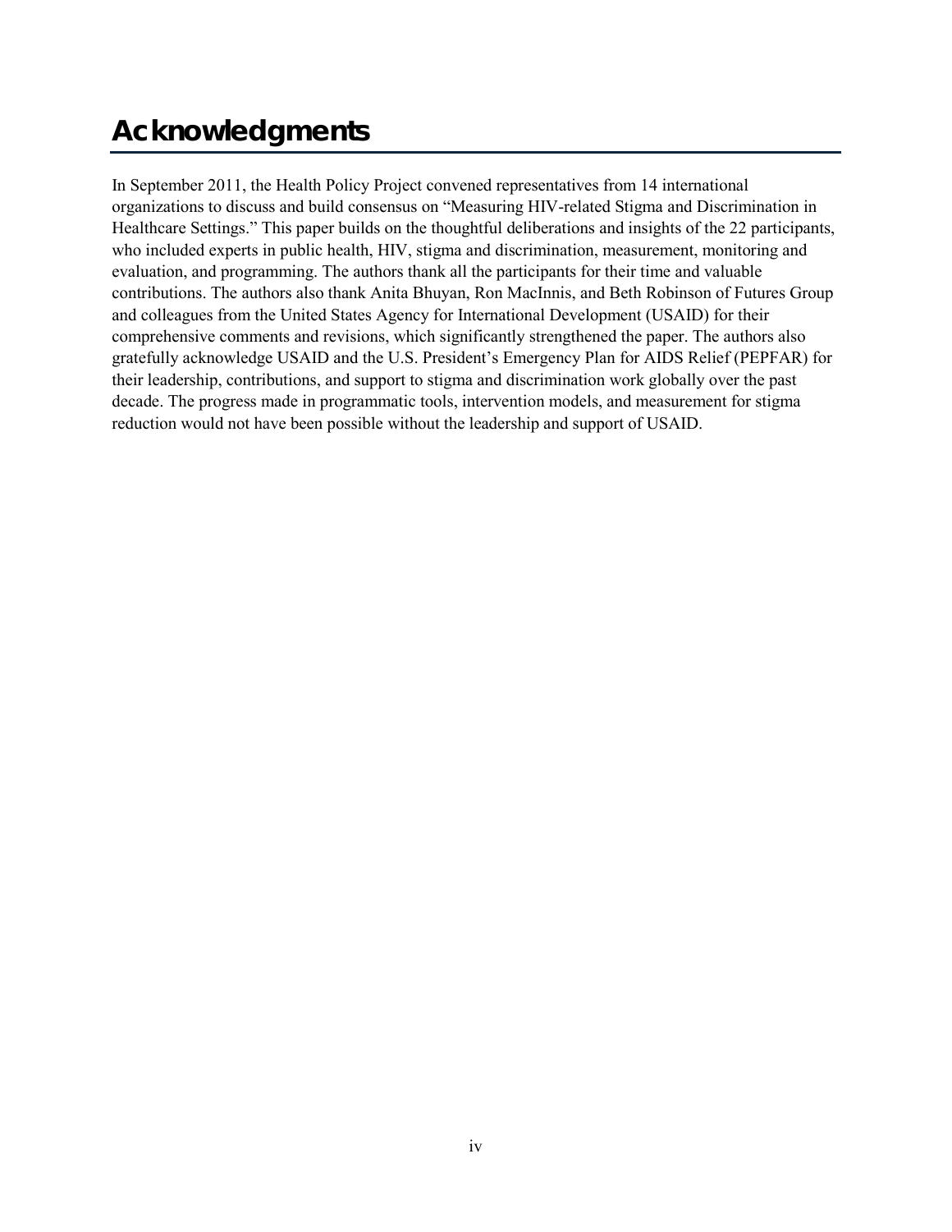# Acknowledgments

In September 2011, the Health Policy Project convened representatives from 14 international organizations to discuss and build consensus on "Measuring HIV-related Stigma and Discrimination in Healthcare Settings." This paper builds on the thoughtful deliberations and insights of the 22 participants, who included experts in public health, HIV, stigma and discrimination, measurement, monitoring and evaluation, and programming. The authors thank all the participants for their time and valuable contributions. The authors also thank Anita Bhuyan, Ron MacInnis, and Beth Robinson of Futures Group and colleagues from the United States Agency for International Development (USAID) for their comprehensive comments and revisions, which significantly strengthened the paper. The authors also gratefully acknowledge USAID and the U.S. President's Emergency Plan for AIDS Relief (PEPFAR) for their leadership, contributions, and support to stigma and discrimination work globally over the past decade. The progress made in programmatic tools, intervention models, and measurement for stigma reduction would not have been possible without the leadership and support of USAID.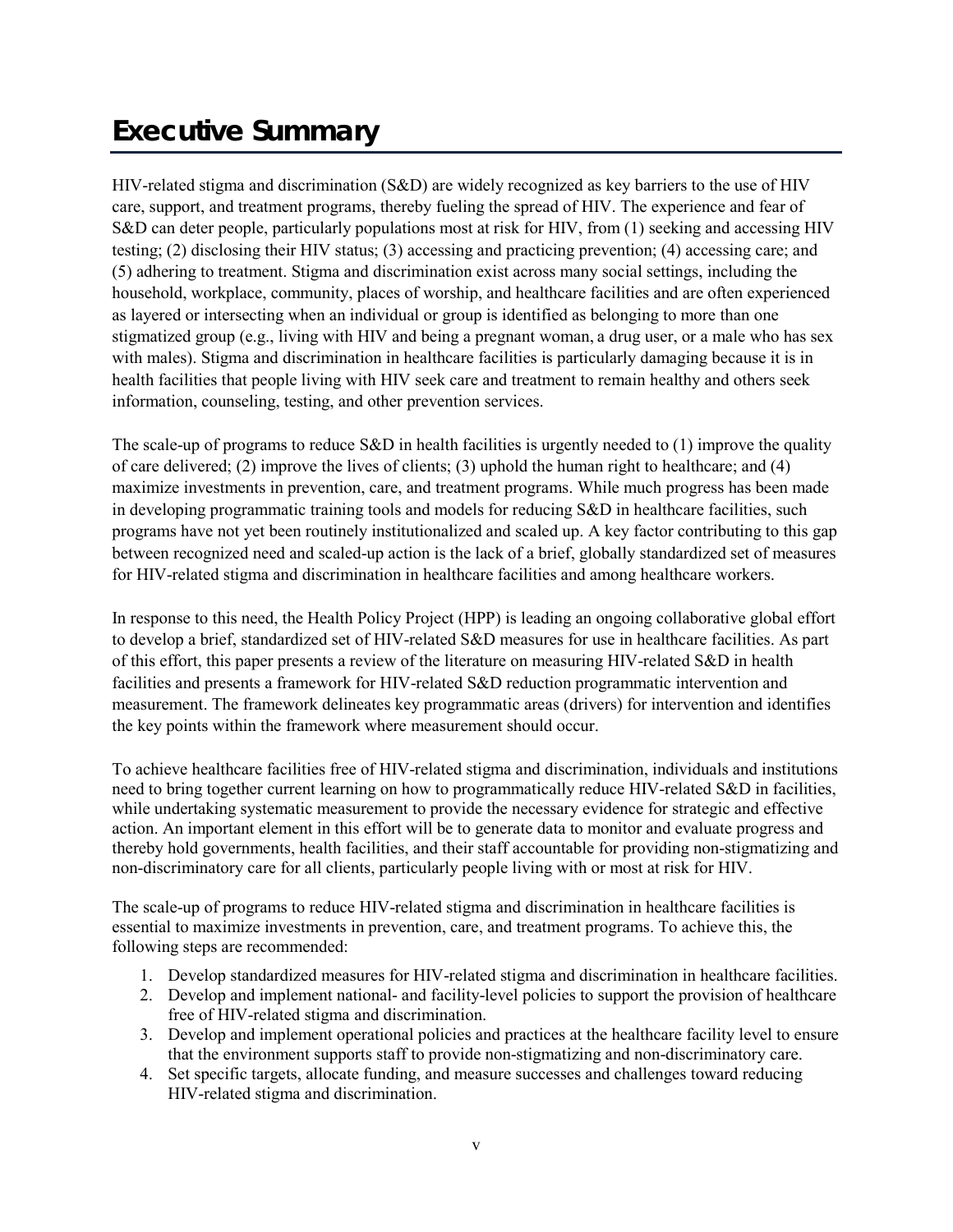# Executive Summary

HIV-related stigma and discrimination (S&D) are widely recognized as key barriers to the use of HIV care, support, and treatment programs, thereby fueling the spread of HIV. The experience and fear of S&D can deter people, particularly populations most at risk for HIV, from (1) seeking and accessing HIV testing; (2) disclosing their HIV status; (3) accessing and practicing prevention; (4) accessing care; and (5) adhering to treatment. Stigma and discrimination exist across many social settings, including the household, workplace, community, places of worship, and healthcare facilities and are often experienced as layered or intersecting when an individual or group is identified as belonging to more than one stigmatized group (e.g., living with HIV and being a pregnant woman, a drug user, or a male who has sex with males). Stigma and discrimination in healthcare facilities is particularly damaging because it is in health facilities that people living with HIV seek care and treatment to remain healthy and others seek information, counseling, testing, and other prevention services.

The scale-up of programs to reduce S&D in health facilities is urgently needed to (1) improve the quality of care delivered; (2) improve the lives of clients; (3) uphold the human right to healthcare; and (4) maximize investments in prevention, care, and treatment programs. While much progress has been made in developing programmatic training tools and models for reducing S&D in healthcare facilities, such programs have not yet been routinely institutionalized and scaled up. A key factor contributing to this gap between recognized need and scaled-up action is the lack of a brief, globally standardized set of measures for HIV-related stigma and discrimination in healthcare facilities and among healthcare workers.

In response to this need, the Health Policy Project (HPP) is leading an ongoing collaborative global effort to develop a brief, standardized set of HIV-related S&D measures for use in healthcare facilities. As part of this effort, this paper presents a review of the literature on measuring HIV-related S&D in health facilities and presents a framework for HIV-related S&D reduction programmatic intervention and measurement. The framework delineates key programmatic areas (drivers) for intervention and identifies the key points within the framework where measurement should occur.

To achieve healthcare facilities free of HIV-related stigma and discrimination, individuals and institutions need to bring together current learning on how to programmatically reduce HIV-related S&D in facilities, while undertaking systematic measurement to provide the necessary evidence for strategic and effective action. An important element in this effort will be to generate data to monitor and evaluate progress and thereby hold governments, health facilities, and their staff accountable for providing non-stigmatizing and non-discriminatory care for all clients, particularly people living with or most at risk for HIV.

The scale-up of programs to reduce HIV-related stigma and discrimination in healthcare facilities is essential to maximize investments in prevention, care, and treatment programs. To achieve this, the following steps are recommended:

1. Develop standardized measures for HIV-related stigma and discrimination in healthcare facilities.
2. Develop and implement national- and facility-level policies to support the provision of healthcare free of HIV-related stigma and discrimination.
3. Develop and implement operational policies and practices at the healthcare facility level to ensure that the environment supports staff to provide non-stigmatizing and non-discriminatory care.
4. Set specific targets, allocate funding, and measure successes and challenges toward reducing HIV-related stigma and discrimination.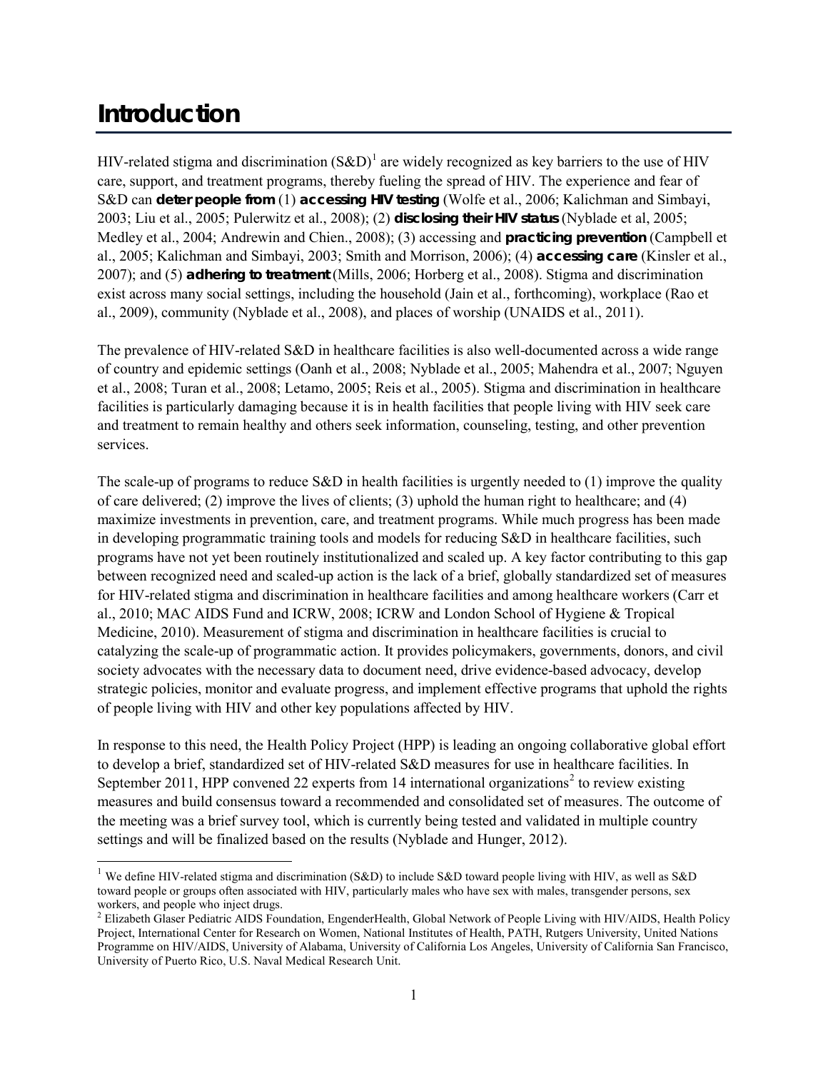# Introduction

HIV-related stigma and discrimination (S&D)[1] are widely recognized as key barriers to the use of HIV care, support, and treatment programs, thereby fueling the spread of HIV. The experience and fear of S&D can **deter people from** (1) **accessing HIV testing** (Wolfe et al., 2006; Kalichman and Simbayi, 2003; Liu et al., 2005; Pulerwitz et al., 2008); (2) **disclosing their HIV status** (Nyblade et al, 2005; Medley et al., 2004; Andrewin and Chien., 2008); (3) accessing and **practicing prevention** (Campbell et al., 2005; Kalichman and Simbayi, 2003; Smith and Morrison, 2006); (4) **accessing care** (Kinsler et al., 2007); and (5) **adhering to treatment** (Mills, 2006; Horberg et al., 2008). Stigma and discrimination exist across many social settings, including the household (Jain et al., forthcoming), workplace (Rao et al., 2009), community (Nyblade et al., 2008), and places of worship (UNAIDS et al., 2011).

The prevalence of HIV-related S&D in healthcare facilities is also well-documented across a wide range of country and epidemic settings (Oanh et al., 2008; Nyblade et al., 2005; Mahendra et al., 2007; Nguyen et al., 2008; Turan et al., 2008; Letamo, 2005; Reis et al., 2005). Stigma and discrimination in healthcare facilities is particularly damaging because it is in health facilities that people living with HIV seek care and treatment to remain healthy and others seek information, counseling, testing, and other prevention services.

The scale-up of programs to reduce S&D in health facilities is urgently needed to (1) improve the quality of care delivered; (2) improve the lives of clients; (3) uphold the human right to healthcare; and (4) maximize investments in prevention, care, and treatment programs. While much progress has been made in developing programmatic training tools and models for reducing S&D in healthcare facilities, such programs have not yet been routinely institutionalized and scaled up. A key factor contributing to this gap between recognized need and scaled-up action is the lack of a brief, globally standardized set of measures for HIV-related stigma and discrimination in healthcare facilities and among healthcare workers (Carr et al., 2010; MAC AIDS Fund and ICRW, 2008; ICRW and London School of Hygiene & Tropical Medicine, 2010). Measurement of stigma and discrimination in healthcare facilities is crucial to catalyzing the scale-up of programmatic action. It provides policymakers, governments, donors, and civil society advocates with the necessary data to document need, drive evidence-based advocacy, develop strategic policies, monitor and evaluate progress, and implement effective programs that uphold the rights of people living with HIV and other key populations affected by HIV.

In response to this need, the Health Policy Project (HPP) is leading an ongoing collaborative global effort to develop a brief, standardized set of HIV-related S&D measures for use in healthcare facilities. In September 2011, HPP convened 22 experts from 14 international organizations[2] to review existing measures and build consensus toward a recommended and consolidated set of measures. The outcome of the meeting was a brief survey tool, which is currently being tested and validated in multiple country settings and will be finalized based on the results (Nyblade and Hunger, 2012).

---

[1] We define HIV-related stigma and discrimination (S&D) to include S&D toward people living with HIV, as well as S&D toward people or groups often associated with HIV, particularly males who have sex with males, transgender persons, sex workers, and people who inject drugs.

[2] Elizabeth Glaser Pediatric AIDS Foundation, EngenderHealth, Global Network of People Living with HIV/AIDS, Health Policy Project, International Center for Research on Women, National Institutes of Health, PATH, Rutgers University, United Nations Programme on HIV/AIDS, University of Alabama, University of California Los Angeles, University of California San Francisco, University of Puerto Rico, U.S. Naval Medical Research Unit.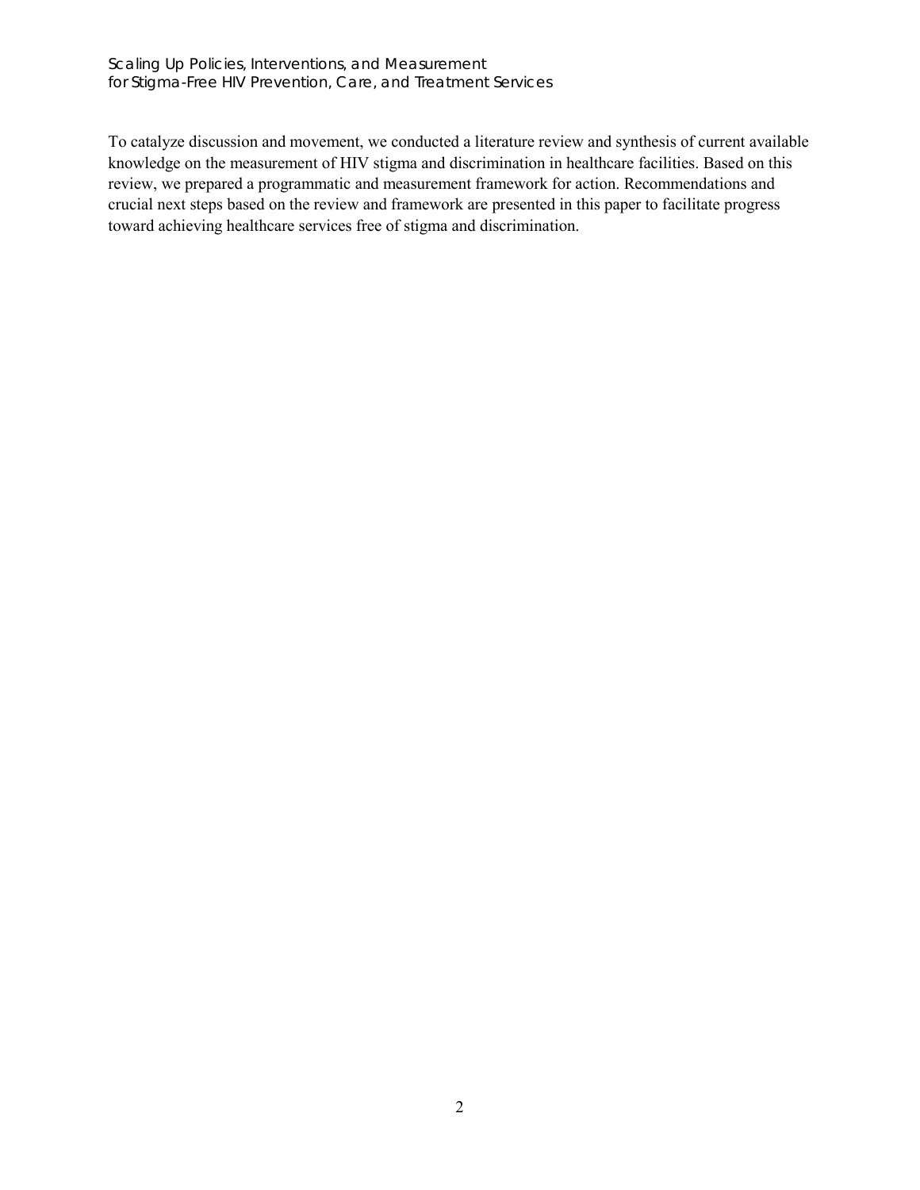To catalyze discussion and movement, we conducted a literature review and synthesis of current available knowledge on the measurement of HIV stigma and discrimination in healthcare facilities. Based on this review, we prepared a programmatic and measurement framework for action. Recommendations and crucial next steps based on the review and framework are presented in this paper to facilitate progress toward achieving healthcare services free of stigma and discrimination.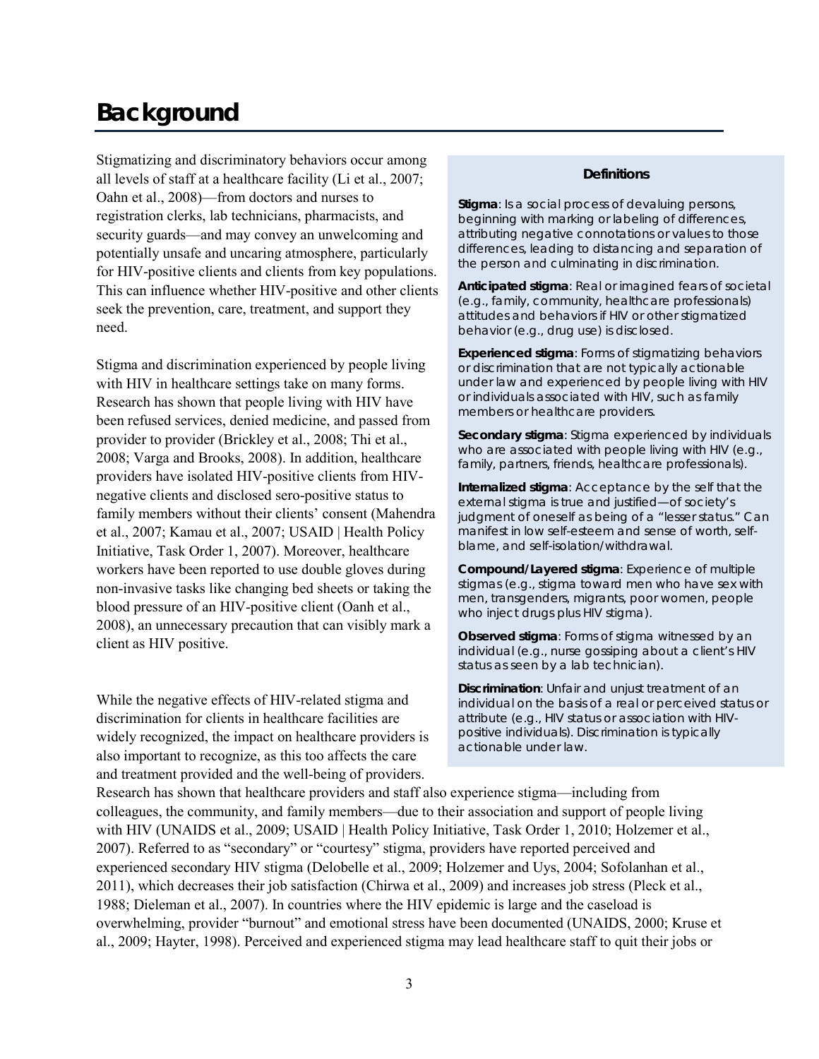# Background

Stigmatizing and discriminatory behaviors occur among all levels of staff at a healthcare facility (Li et al., 2007; Oahn et al., 2008)—from doctors and nurses to registration clerks, lab technicians, pharmacists, and security guards—and may convey an unwelcoming and potentially unsafe and uncaring atmosphere, particularly for HIV-positive clients and clients from key populations. This can influence whether HIV-positive and other clients seek the prevention, care, treatment, and support they need.

Stigma and discrimination experienced by people living with HIV in healthcare settings take on many forms. Research has shown that people living with HIV have been refused services, denied medicine, and passed from provider to provider (Brickley et al., 2008; Thi et al., 2008; Varga and Brooks, 2008). In addition, healthcare providers have isolated HIV-positive clients from HIV-negative clients and disclosed sero-positive status to family members without their clients' consent (Mahendra et al., 2007; Kamau et al., 2007; USAID | Health Policy Initiative, Task Order 1, 2007). Moreover, healthcare workers have been reported to use double gloves during non-invasive tasks like changing bed sheets or taking the blood pressure of an HIV-positive client (Oanh et al., 2008), an unnecessary precaution that can visibly mark a client as HIV positive.

While the negative effects of HIV-related stigma and discrimination for clients in healthcare facilities are widely recognized, the impact on healthcare providers is also important to recognize, as this too affects the care and treatment provided and the well-being of providers. Research has shown that healthcare providers and staff also experience stigma—including from colleagues, the community, and family members—due to their association and support of people living with HIV (UNAIDS et al., 2009; USAID | Health Policy Initiative, Task Order 1, 2010; Holzemer et al., 2007). Referred to as "secondary" or "courtesy" stigma, providers have reported perceived and experienced secondary HIV stigma (Delobelle et al., 2009; Holzemer and Uys, 2004; Sofolanhan et al., 2011), which decreases their job satisfaction (Chirwa et al., 2009) and increases job stress (Pleck et al., 1988; Dieleman et al., 2007). In countries where the HIV epidemic is large and the caseload is overwhelming, provider "burnout" and emotional stress have been documented (UNAIDS, 2000; Kruse et al., 2009; Hayter, 1998). Perceived and experienced stigma may lead healthcare staff to quit their jobs or

> **Definitions**
>
> **Stigma**: Is a social process of devaluing persons, beginning with marking or labeling of differences, attributing negative connotations or values to those differences, leading to distancing and separation of the person and culminating in discrimination.
>
> **Anticipated stigma**: Real or imagined fears of societal (e.g., family, community, healthcare professionals) attitudes and behaviors if HIV or other stigmatized behavior (e.g., drug use) is disclosed.
>
> **Experienced stigma**: Forms of stigmatizing behaviors or discrimination that are not typically actionable under law and experienced by people living with HIV or individuals associated with HIV, such as family members or healthcare providers.
>
> **Secondary stigma**: Stigma experienced by individuals who are associated with people living with HIV (e.g., family, partners, friends, healthcare professionals).
>
> **Internalized stigma**: Acceptance by the self that the external stigma is true and justified—of society's judgment of oneself as being of a "lesser status." Can manifest in low self-esteem and sense of worth, self-blame, and self-isolation/withdrawal.
>
> **Compound/Layered stigma**: Experience of multiple stigmas (e.g., stigma toward men who have sex with men, transgenders, migrants, poor women, people who inject drugs plus HIV stigma).
>
> **Observed stigma**: Forms of stigma witnessed by an individual (e.g., nurse gossiping about a client's HIV status as seen by a lab technician).
>
> **Discrimination**: Unfair and unjust treatment of an individual on the basis of a real or perceived status or attribute (e.g., HIV status or association with HIV-positive individuals). Discrimination is typically actionable under law.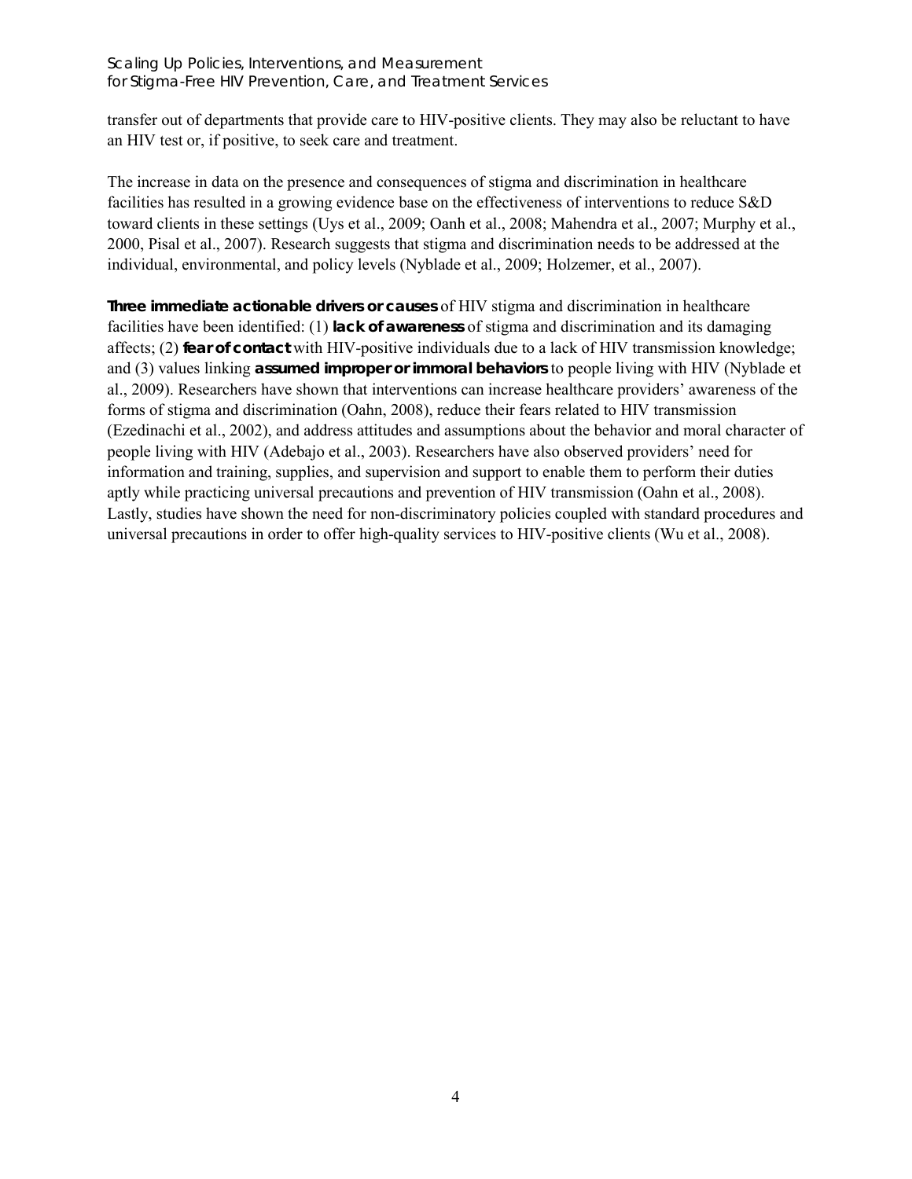transfer out of departments that provide care to HIV-positive clients. They may also be reluctant to have an HIV test or, if positive, to seek care and treatment.

The increase in data on the presence and consequences of stigma and discrimination in healthcare facilities has resulted in a growing evidence base on the effectiveness of interventions to reduce S&D toward clients in these settings (Uys et al., 2009; Oanh et al., 2008; Mahendra et al., 2007; Murphy et al., 2000, Pisal et al., 2007). Research suggests that stigma and discrimination needs to be addressed at the individual, environmental, and policy levels (Nyblade et al., 2009; Holzemer, et al., 2007).

**Three immediate actionable drivers or causes** of HIV stigma and discrimination in healthcare facilities have been identified: (1) **lack of awareness** of stigma and discrimination and its damaging affects; (2) **fear of contact** with HIV-positive individuals due to a lack of HIV transmission knowledge; and (3) values linking **assumed improper or immoral behaviors** to people living with HIV (Nyblade et al., 2009). Researchers have shown that interventions can increase healthcare providers' awareness of the forms of stigma and discrimination (Oahn, 2008), reduce their fears related to HIV transmission (Ezedinachi et al., 2002), and address attitudes and assumptions about the behavior and moral character of people living with HIV (Adebajo et al., 2003). Researchers have also observed providers' need for information and training, supplies, and supervision and support to enable them to perform their duties aptly while practicing universal precautions and prevention of HIV transmission (Oahn et al., 2008). Lastly, studies have shown the need for non-discriminatory policies coupled with standard procedures and universal precautions in order to offer high-quality services to HIV-positive clients (Wu et al., 2008).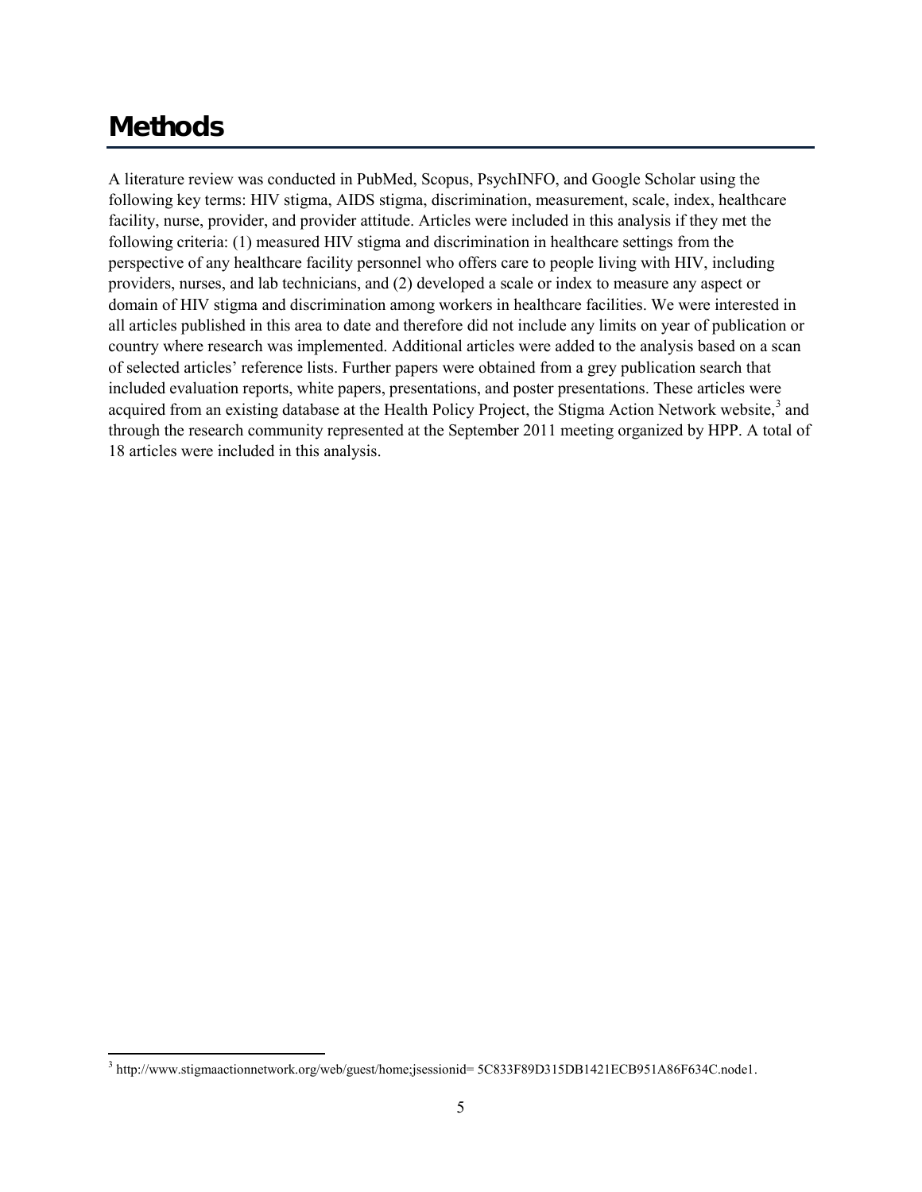# Methods

A literature review was conducted in PubMed, Scopus, PsychINFO, and Google Scholar using the following key terms: HIV stigma, AIDS stigma, discrimination, measurement, scale, index, healthcare facility, nurse, provider, and provider attitude. Articles were included in this analysis if they met the following criteria: (1) measured HIV stigma and discrimination in healthcare settings from the perspective of any healthcare facility personnel who offers care to people living with HIV, including providers, nurses, and lab technicians, and (2) developed a scale or index to measure any aspect or domain of HIV stigma and discrimination among workers in healthcare facilities. We were interested in all articles published in this area to date and therefore did not include any limits on year of publication or country where research was implemented. Additional articles were added to the analysis based on a scan of selected articles' reference lists. Further papers were obtained from a grey publication search that included evaluation reports, white papers, presentations, and poster presentations. These articles were acquired from an existing database at the Health Policy Project, the Stigma Action Network website,[3] and through the research community represented at the September 2011 meeting organized by HPP. A total of 18 articles were included in this analysis.

[3] http://www.stigmaactionnetwork.org/web/guest/home;jsessionid= 5C833F89D315DB1421ECB951A86F634C.node1.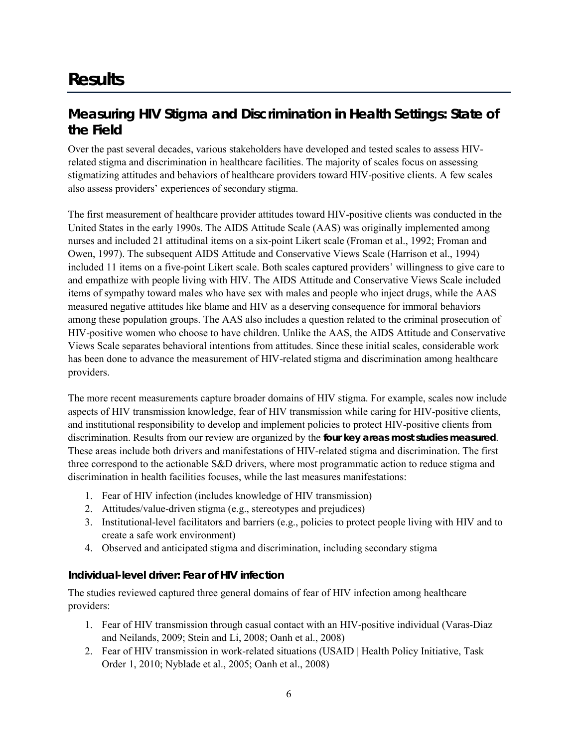# Results

## Measuring HIV Stigma and Discrimination in Health Settings: State of the Field

Over the past several decades, various stakeholders have developed and tested scales to assess HIV-related stigma and discrimination in healthcare facilities. The majority of scales focus on assessing stigmatizing attitudes and behaviors of healthcare providers toward HIV-positive clients. A few scales also assess providers' experiences of secondary stigma.

The first measurement of healthcare provider attitudes toward HIV-positive clients was conducted in the United States in the early 1990s. The AIDS Attitude Scale (AAS) was originally implemented among nurses and included 21 attitudinal items on a six-point Likert scale (Froman et al., 1992; Froman and Owen, 1997). The subsequent AIDS Attitude and Conservative Views Scale (Harrison et al., 1994) included 11 items on a five-point Likert scale. Both scales captured providers' willingness to give care to and empathize with people living with HIV. The AIDS Attitude and Conservative Views Scale included items of sympathy toward males who have sex with males and people who inject drugs, while the AAS measured negative attitudes like blame and HIV as a deserving consequence for immoral behaviors among these population groups. The AAS also includes a question related to the criminal prosecution of HIV-positive women who choose to have children. Unlike the AAS, the AIDS Attitude and Conservative Views Scale separates behavioral intentions from attitudes. Since these initial scales, considerable work has been done to advance the measurement of HIV-related stigma and discrimination among healthcare providers.

The more recent measurements capture broader domains of HIV stigma. For example, scales now include aspects of HIV transmission knowledge, fear of HIV transmission while caring for HIV-positive clients, and institutional responsibility to develop and implement policies to protect HIV-positive clients from discrimination. Results from our review are organized by the **four key areas most studies measured**. These areas include both drivers and manifestations of HIV-related stigma and discrimination. The first three correspond to the actionable S&D drivers, where most programmatic action to reduce stigma and discrimination in health facilities focuses, while the last measures manifestations:

1. Fear of HIV infection (includes knowledge of HIV transmission)
2. Attitudes/value-driven stigma (e.g., stereotypes and prejudices)
3. Institutional-level facilitators and barriers (e.g., policies to protect people living with HIV and to create a safe work environment)
4. Observed and anticipated stigma and discrimination, including secondary stigma

### Individual-level driver: Fear of HIV infection

The studies reviewed captured three general domains of fear of HIV infection among healthcare providers:

1. Fear of HIV transmission through casual contact with an HIV-positive individual (Varas-Diaz and Neilands, 2009; Stein and Li, 2008; Oanh et al., 2008)
2. Fear of HIV transmission in work-related situations (USAID | Health Policy Initiative, Task Order 1, 2010; Nyblade et al., 2005; Oanh et al., 2008)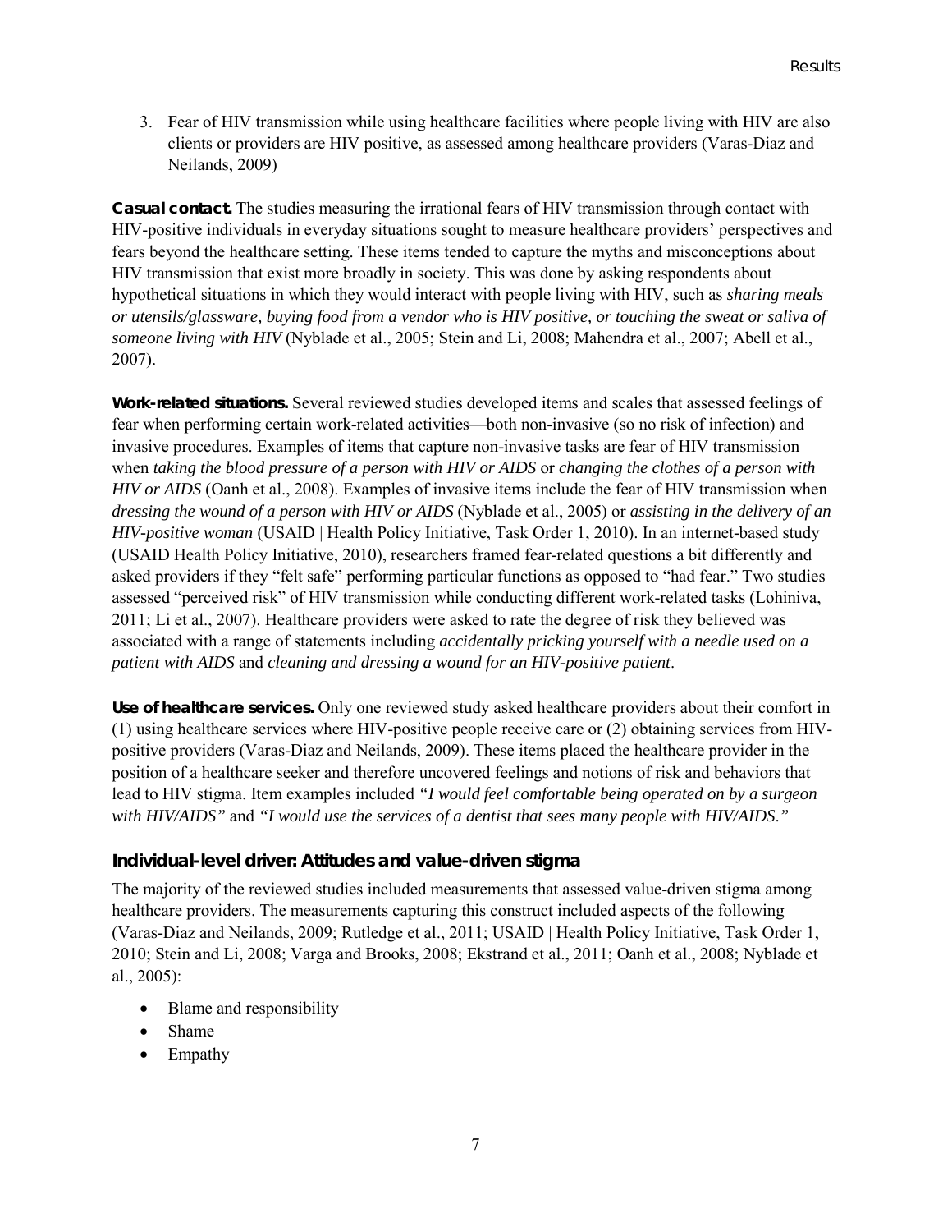3. Fear of HIV transmission while using healthcare facilities where people living with HIV are also clients or providers are HIV positive, as assessed among healthcare providers (Varas-Diaz and Neilands, 2009)

**Casual contact.** The studies measuring the irrational fears of HIV transmission through contact with HIV-positive individuals in everyday situations sought to measure healthcare providers' perspectives and fears beyond the healthcare setting. These items tended to capture the myths and misconceptions about HIV transmission that exist more broadly in society. This was done by asking respondents about hypothetical situations in which they would interact with people living with HIV, such as *sharing meals or utensils/glassware, buying food from a vendor who is HIV positive, or touching the sweat or saliva of someone living with HIV* (Nyblade et al., 2005; Stein and Li, 2008; Mahendra et al., 2007; Abell et al., 2007).

**Work-related situations.** Several reviewed studies developed items and scales that assessed feelings of fear when performing certain work-related activities—both non-invasive (so no risk of infection) and invasive procedures. Examples of items that capture non-invasive tasks are fear of HIV transmission when *taking the blood pressure of a person with HIV or AIDS* or *changing the clothes of a person with HIV or AIDS* (Oanh et al., 2008). Examples of invasive items include the fear of HIV transmission when *dressing the wound of a person with HIV or AIDS* (Nyblade et al., 2005) or *assisting in the delivery of an HIV-positive woman* (USAID | Health Policy Initiative, Task Order 1, 2010). In an internet-based study (USAID Health Policy Initiative, 2010), researchers framed fear-related questions a bit differently and asked providers if they "felt safe" performing particular functions as opposed to "had fear." Two studies assessed "perceived risk" of HIV transmission while conducting different work-related tasks (Lohiniva, 2011; Li et al., 2007). Healthcare providers were asked to rate the degree of risk they believed was associated with a range of statements including *accidentally pricking yourself with a needle used on a patient with AIDS* and *cleaning and dressing a wound for an HIV-positive patient*.

**Use of healthcare services.** Only one reviewed study asked healthcare providers about their comfort in (1) using healthcare services where HIV-positive people receive care or (2) obtaining services from HIV-positive providers (Varas-Diaz and Neilands, 2009). These items placed the healthcare provider in the position of a healthcare seeker and therefore uncovered feelings and notions of risk and behaviors that lead to HIV stigma. Item examples included *"I would feel comfortable being operated on by a surgeon with HIV/AIDS"* and *"I would use the services of a dentist that sees many people with HIV/AIDS."*

### Individual-level driver: Attitudes and value-driven stigma

The majority of the reviewed studies included measurements that assessed value-driven stigma among healthcare providers. The measurements capturing this construct included aspects of the following (Varas-Diaz and Neilands, 2009; Rutledge et al., 2011; USAID | Health Policy Initiative, Task Order 1, 2010; Stein and Li, 2008; Varga and Brooks, 2008; Ekstrand et al., 2011; Oanh et al., 2008; Nyblade et al., 2005):

- Blame and responsibility
- Shame
- Empathy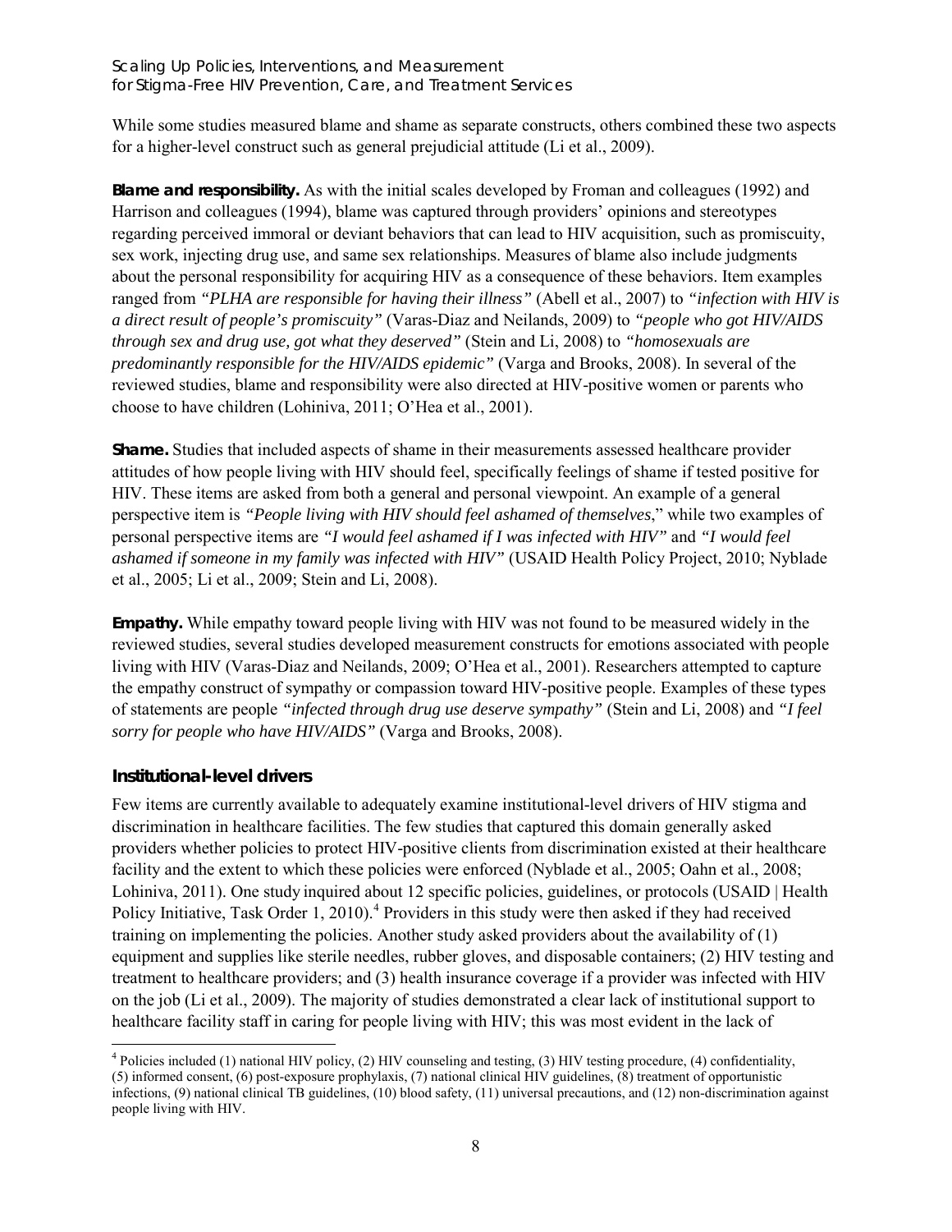While some studies measured blame and shame as separate constructs, others combined these two aspects for a higher-level construct such as general prejudicial attitude (Li et al., 2009).

**Blame and responsibility.** As with the initial scales developed by Froman and colleagues (1992) and Harrison and colleagues (1994), blame was captured through providers' opinions and stereotypes regarding perceived immoral or deviant behaviors that can lead to HIV acquisition, such as promiscuity, sex work, injecting drug use, and same sex relationships. Measures of blame also include judgments about the personal responsibility for acquiring HIV as a consequence of these behaviors. Item examples ranged from *"PLHA are responsible for having their illness"* (Abell et al., 2007) to *"infection with HIV is a direct result of people's promiscuity"* (Varas-Diaz and Neilands, 2009) to *"people who got HIV/AIDS through sex and drug use, got what they deserved"* (Stein and Li, 2008) to *"homosexuals are predominantly responsible for the HIV/AIDS epidemic"* (Varga and Brooks, 2008). In several of the reviewed studies, blame and responsibility were also directed at HIV-positive women or parents who choose to have children (Lohiniva, 2011; O'Hea et al., 2001).

**Shame.** Studies that included aspects of shame in their measurements assessed healthcare provider attitudes of how people living with HIV should feel, specifically feelings of shame if tested positive for HIV. These items are asked from both a general and personal viewpoint. An example of a general perspective item is *"People living with HIV should feel ashamed of themselves*," while two examples of personal perspective items are *"I would feel ashamed if I was infected with HIV"* and *"I would feel ashamed if someone in my family was infected with HIV"* (USAID Health Policy Project, 2010; Nyblade et al., 2005; Li et al., 2009; Stein and Li, 2008).

**Empathy.** While empathy toward people living with HIV was not found to be measured widely in the reviewed studies, several studies developed measurement constructs for emotions associated with people living with HIV (Varas-Diaz and Neilands, 2009; O'Hea et al., 2001). Researchers attempted to capture the empathy construct of sympathy or compassion toward HIV-positive people. Examples of these types of statements are people *"infected through drug use deserve sympathy"* (Stein and Li, 2008) and *"I feel sorry for people who have HIV/AIDS"* (Varga and Brooks, 2008).

### Institutional-level drivers

Few items are currently available to adequately examine institutional-level drivers of HIV stigma and discrimination in healthcare facilities. The few studies that captured this domain generally asked providers whether policies to protect HIV-positive clients from discrimination existed at their healthcare facility and the extent to which these policies were enforced (Nyblade et al., 2005; Oahn et al., 2008; Lohiniva, 2011). One study inquired about 12 specific policies, guidelines, or protocols (USAID | Health Policy Initiative, Task Order 1, 2010).[4] Providers in this study were then asked if they had received training on implementing the policies. Another study asked providers about the availability of (1) equipment and supplies like sterile needles, rubber gloves, and disposable containers; (2) HIV testing and treatment to healthcare providers; and (3) health insurance coverage if a provider was infected with HIV on the job (Li et al., 2009). The majority of studies demonstrated a clear lack of institutional support to healthcare facility staff in caring for people living with HIV; this was most evident in the lack of

[4] Policies included (1) national HIV policy, (2) HIV counseling and testing, (3) HIV testing procedure, (4) confidentiality, (5) informed consent, (6) post-exposure prophylaxis, (7) national clinical HIV guidelines, (8) treatment of opportunistic infections, (9) national clinical TB guidelines, (10) blood safety, (11) universal precautions, and (12) non-discrimination against people living with HIV.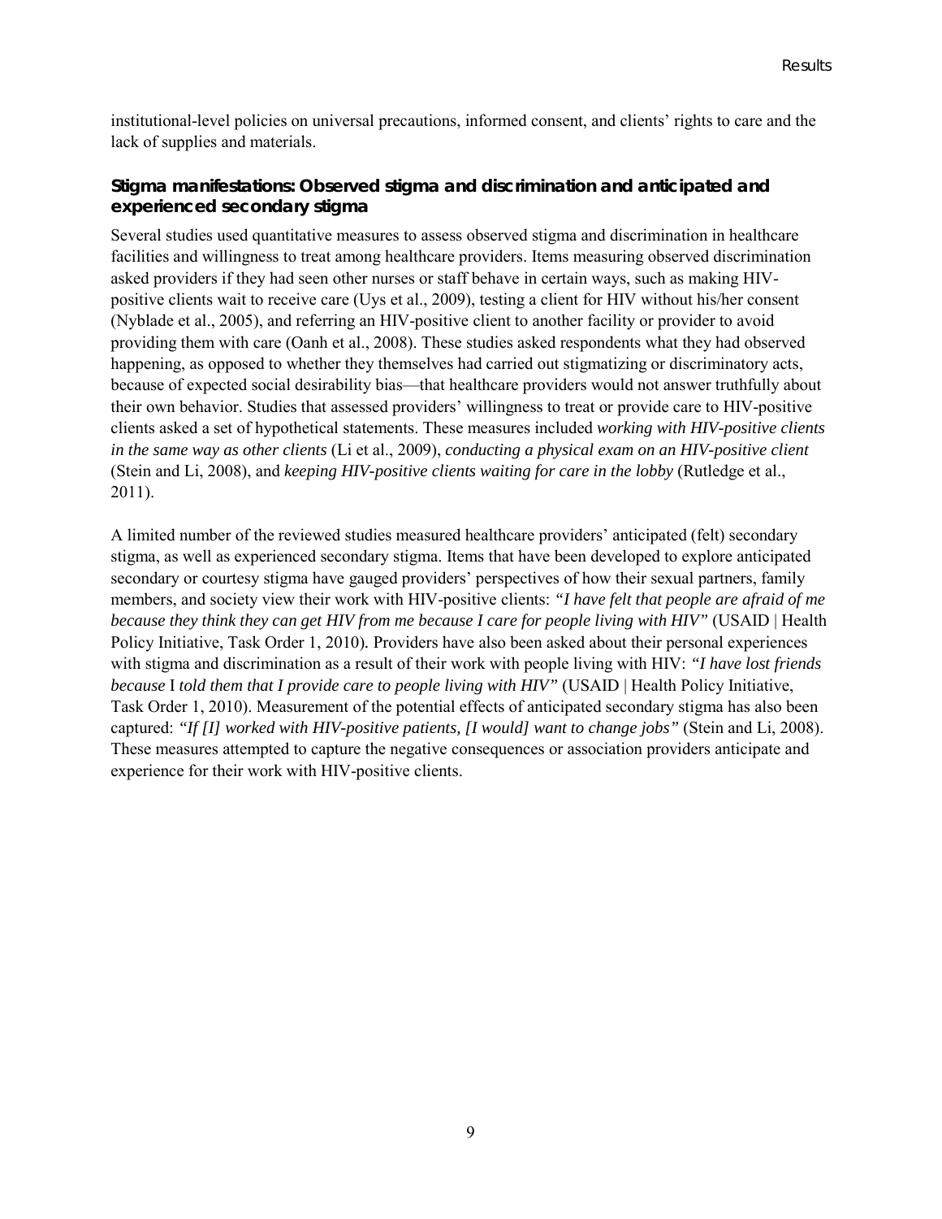institutional-level policies on universal precautions, informed consent, and clients' rights to care and the lack of supplies and materials.

### Stigma manifestations: Observed stigma and discrimination and anticipated and experienced secondary stigma

Several studies used quantitative measures to assess observed stigma and discrimination in healthcare facilities and willingness to treat among healthcare providers. Items measuring observed discrimination asked providers if they had seen other nurses or staff behave in certain ways, such as making HIV-positive clients wait to receive care (Uys et al., 2009), testing a client for HIV without his/her consent (Nyblade et al., 2005), and referring an HIV-positive client to another facility or provider to avoid providing them with care (Oanh et al., 2008). These studies asked respondents what they had observed happening, as opposed to whether they themselves had carried out stigmatizing or discriminatory acts, because of expected social desirability bias—that healthcare providers would not answer truthfully about their own behavior. Studies that assessed providers' willingness to treat or provide care to HIV-positive clients asked a set of hypothetical statements. These measures included *working with HIV-positive clients in the same way as other clients* (Li et al., 2009), *conducting a physical exam on an HIV-positive client* (Stein and Li, 2008), and *keeping HIV-positive clients waiting for care in the lobby* (Rutledge et al., 2011).

A limited number of the reviewed studies measured healthcare providers' anticipated (felt) secondary stigma, as well as experienced secondary stigma. Items that have been developed to explore anticipated secondary or courtesy stigma have gauged providers' perspectives of how their sexual partners, family members, and society view their work with HIV-positive clients: *"I have felt that people are afraid of me because they think they can get HIV from me because I care for people living with HIV"* (USAID | Health Policy Initiative, Task Order 1, 2010). Providers have also been asked about their personal experiences with stigma and discrimination as a result of their work with people living with HIV: *"I have lost friends because* I *told them that I provide care to people living with HIV"* (USAID | Health Policy Initiative, Task Order 1, 2010). Measurement of the potential effects of anticipated secondary stigma has also been captured: *"If [I] worked with HIV-positive patients, [I would] want to change jobs"* (Stein and Li, 2008). These measures attempted to capture the negative consequences or association providers anticipate and experience for their work with HIV-positive clients.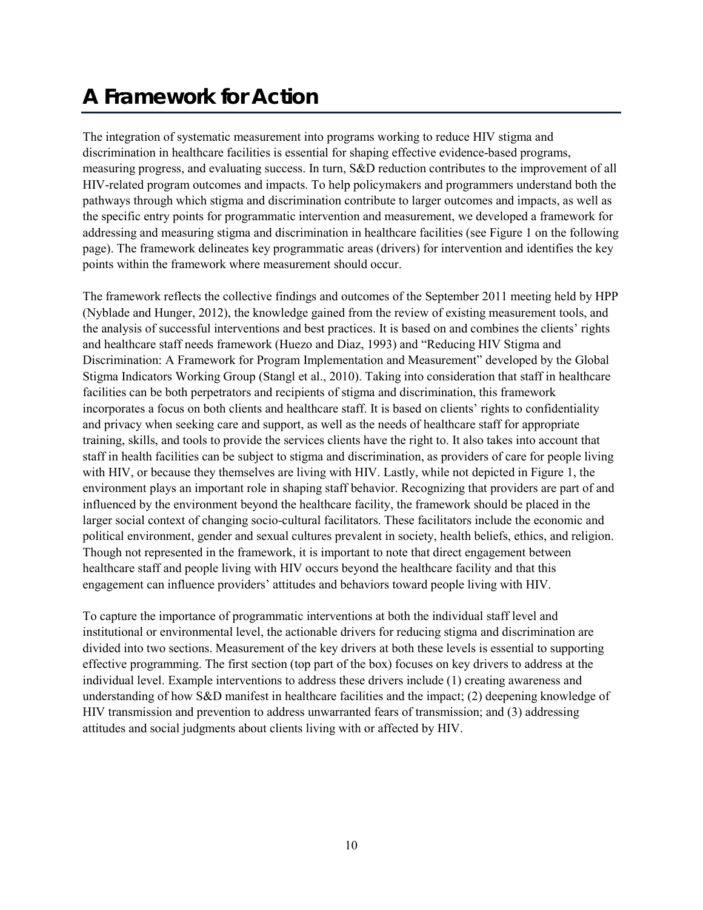# A Framework for Action

The integration of systematic measurement into programs working to reduce HIV stigma and discrimination in healthcare facilities is essential for shaping effective evidence-based programs, measuring progress, and evaluating success. In turn, S&D reduction contributes to the improvement of all HIV-related program outcomes and impacts. To help policymakers and programmers understand both the pathways through which stigma and discrimination contribute to larger outcomes and impacts, as well as the specific entry points for programmatic intervention and measurement, we developed a framework for addressing and measuring stigma and discrimination in healthcare facilities (see Figure 1 on the following page). The framework delineates key programmatic areas (drivers) for intervention and identifies the key points within the framework where measurement should occur.

The framework reflects the collective findings and outcomes of the September 2011 meeting held by HPP (Nyblade and Hunger, 2012), the knowledge gained from the review of existing measurement tools, and the analysis of successful interventions and best practices. It is based on and combines the clients' rights and healthcare staff needs framework (Huezo and Diaz, 1993) and "Reducing HIV Stigma and Discrimination: A Framework for Program Implementation and Measurement" developed by the Global Stigma Indicators Working Group (Stangl et al., 2010). Taking into consideration that staff in healthcare facilities can be both perpetrators and recipients of stigma and discrimination, this framework incorporates a focus on both clients and healthcare staff. It is based on clients' rights to confidentiality and privacy when seeking care and support, as well as the needs of healthcare staff for appropriate training, skills, and tools to provide the services clients have the right to. It also takes into account that staff in health facilities can be subject to stigma and discrimination, as providers of care for people living with HIV, or because they themselves are living with HIV. Lastly, while not depicted in Figure 1, the environment plays an important role in shaping staff behavior. Recognizing that providers are part of and influenced by the environment beyond the healthcare facility, the framework should be placed in the larger social context of changing socio-cultural facilitators. These facilitators include the economic and political environment, gender and sexual cultures prevalent in society, health beliefs, ethics, and religion. Though not represented in the framework, it is important to note that direct engagement between healthcare staff and people living with HIV occurs beyond the healthcare facility and that this engagement can influence providers' attitudes and behaviors toward people living with HIV.

To capture the importance of programmatic interventions at both the individual staff level and institutional or environmental level, the actionable drivers for reducing stigma and discrimination are divided into two sections. Measurement of the key drivers at both these levels is essential to supporting effective programming. The first section (top part of the box) focuses on key drivers to address at the individual level. Example interventions to address these drivers include (1) creating awareness and understanding of how S&D manifest in healthcare facilities and the impact; (2) deepening knowledge of HIV transmission and prevention to address unwarranted fears of transmission; and (3) addressing attitudes and social judgments about clients living with or affected by HIV.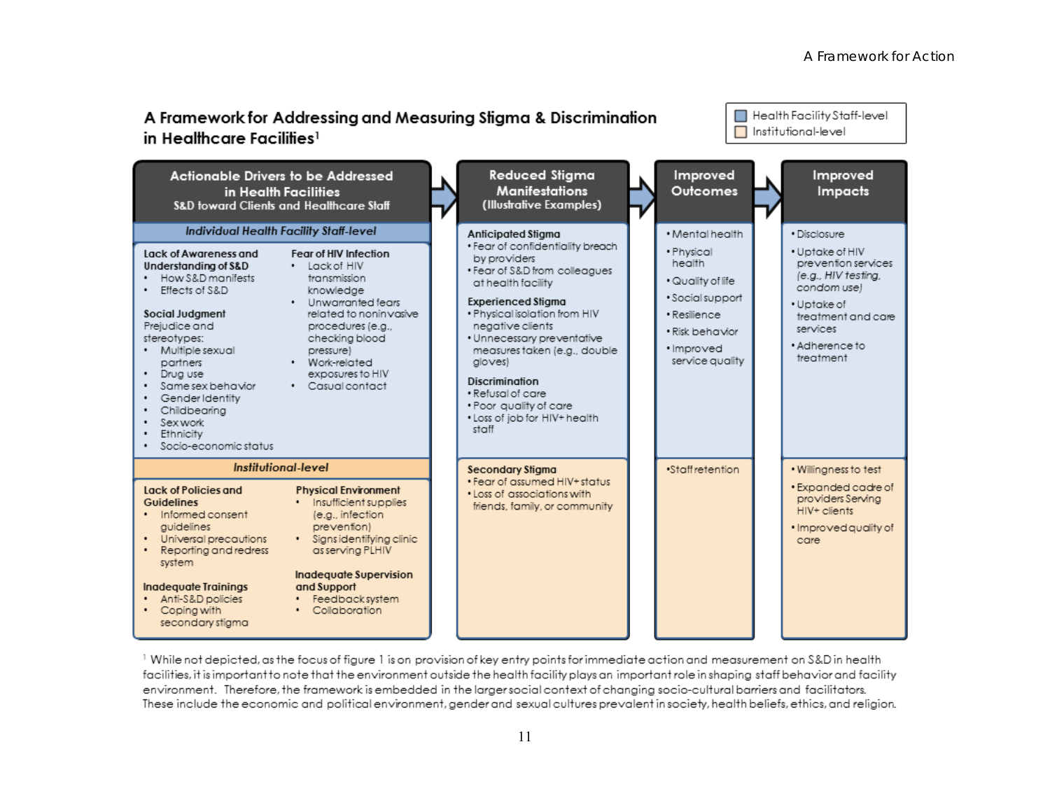## A Framework for Addressing and Measuring Stigma & Discrimination in Healthcare Facilities[1]

Legend: Health Facility Staff-level; Institutional-level

| Actionable Drivers to be Addressed in Health Facilities S&D toward Clients and Healthcare Staff | Reduced Stigma Manifestations (Illustrative Examples) | Improved Outcomes | Improved Impacts |
|---|---|---|---|
| ***Individual Health Facility Staff-level*** | | | |
| **Lack of Awareness and Understanding of S&D**<br>• How S&D manifests<br>• Effects of S&D<br><br>**Social Judgment**<br>Prejudice and stereotypes:<br>• Multiple sexual partners<br>• Drug use<br>• Same sex behavior<br>• Gender Identity<br>• Childbearing<br>• Sex work<br>• Ethnicity<br>• Socio-economic status<br><br>**Fear of HIV Infection**<br>• Lack of HIV transmission knowledge<br>• Unwarranted fears related to noninvasive procedures (e.g., checking blood pressure)<br>• Work-related exposures to HIV<br>• Casual contact | **Anticipated Stigma**<br>• Fear of confidentiality breach by providers<br>• Fear of S&D from colleagues at health facility<br><br>**Experienced Stigma**<br>• Physical isolation from HIV negative clients<br>• Unnecessary preventative measures taken (e.g., double gloves)<br><br>**Discrimination**<br>• Refusal of care<br>• Poor quality of care<br>• Loss of job for HIV+ health staff | • Mental health<br>• Physical health<br>• Quality of life<br>• Social support<br>• Resilience<br>• Risk behavior<br>• Improved service quality | • Disclosure<br>• Uptake of HIV prevention services *(e.g., HIV testing, condom use)*<br>• Uptake of treatment and care services<br>• Adherence to treatment |
| ***Institutional-level*** | | | |
| **Lack of Policies and Guidelines**<br>• Informed consent guidelines<br>• Universal precautions<br>• Reporting and redress system<br><br>**Inadequate Trainings**<br>• Anti-S&D policies<br>• Coping with secondary stigma<br><br>**Physical Environment**<br>• Insufficient supplies (e.g., infection prevention)<br>• Signs identifying clinic as serving PLHIV<br><br>**Inadequate Supervision and Support**<br>• Feedback system<br>• Collaboration | **Secondary Stigma**<br>• Fear of assumed HIV+ status<br>• Loss of associations with friends, family, or community | • Staff retention | • Willingness to test<br>• Expanded cadre of providers Serving HIV+ clients<br>• Improved quality of care |

[1] While not depicted, as the focus of figure 1 is on provision of key entry points for immediate action and measurement on S&D in health facilities, it is important to note that the environment outside the health facility plays an important role in shaping staff behavior and facility environment. Therefore, the framework is embedded in the larger social context of changing socio-cultural barriers and facilitators. These include the economic and political environment, gender and sexual cultures prevalent in society, health beliefs, ethics, and religion.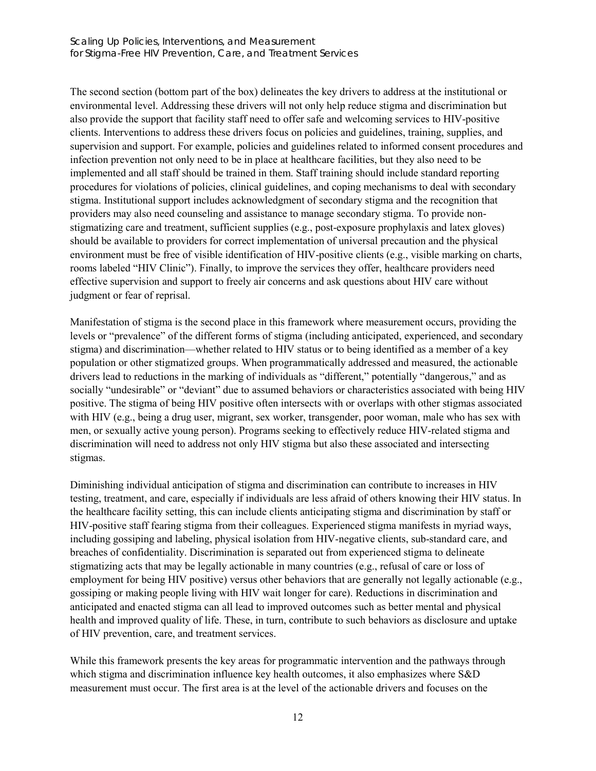The second section (bottom part of the box) delineates the key drivers to address at the institutional or environmental level. Addressing these drivers will not only help reduce stigma and discrimination but also provide the support that facility staff need to offer safe and welcoming services to HIV-positive clients. Interventions to address these drivers focus on policies and guidelines, training, supplies, and supervision and support. For example, policies and guidelines related to informed consent procedures and infection prevention not only need to be in place at healthcare facilities, but they also need to be implemented and all staff should be trained in them. Staff training should include standard reporting procedures for violations of policies, clinical guidelines, and coping mechanisms to deal with secondary stigma. Institutional support includes acknowledgment of secondary stigma and the recognition that providers may also need counseling and assistance to manage secondary stigma. To provide non-stigmatizing care and treatment, sufficient supplies (e.g., post-exposure prophylaxis and latex gloves) should be available to providers for correct implementation of universal precaution and the physical environment must be free of visible identification of HIV-positive clients (e.g., visible marking on charts, rooms labeled "HIV Clinic"). Finally, to improve the services they offer, healthcare providers need effective supervision and support to freely air concerns and ask questions about HIV care without judgment or fear of reprisal.

Manifestation of stigma is the second place in this framework where measurement occurs, providing the levels or "prevalence" of the different forms of stigma (including anticipated, experienced, and secondary stigma) and discrimination—whether related to HIV status or to being identified as a member of a key population or other stigmatized groups. When programmatically addressed and measured, the actionable drivers lead to reductions in the marking of individuals as "different," potentially "dangerous," and as socially "undesirable" or "deviant" due to assumed behaviors or characteristics associated with being HIV positive. The stigma of being HIV positive often intersects with or overlaps with other stigmas associated with HIV (e.g., being a drug user, migrant, sex worker, transgender, poor woman, male who has sex with men, or sexually active young person). Programs seeking to effectively reduce HIV-related stigma and discrimination will need to address not only HIV stigma but also these associated and intersecting stigmas.

Diminishing individual anticipation of stigma and discrimination can contribute to increases in HIV testing, treatment, and care, especially if individuals are less afraid of others knowing their HIV status. In the healthcare facility setting, this can include clients anticipating stigma and discrimination by staff or HIV-positive staff fearing stigma from their colleagues. Experienced stigma manifests in myriad ways, including gossiping and labeling, physical isolation from HIV-negative clients, sub-standard care, and breaches of confidentiality. Discrimination is separated out from experienced stigma to delineate stigmatizing acts that may be legally actionable in many countries (e.g., refusal of care or loss of employment for being HIV positive) versus other behaviors that are generally not legally actionable (e.g., gossiping or making people living with HIV wait longer for care). Reductions in discrimination and anticipated and enacted stigma can all lead to improved outcomes such as better mental and physical health and improved quality of life. These, in turn, contribute to such behaviors as disclosure and uptake of HIV prevention, care, and treatment services.

While this framework presents the key areas for programmatic intervention and the pathways through which stigma and discrimination influence key health outcomes, it also emphasizes where S&D measurement must occur. The first area is at the level of the actionable drivers and focuses on the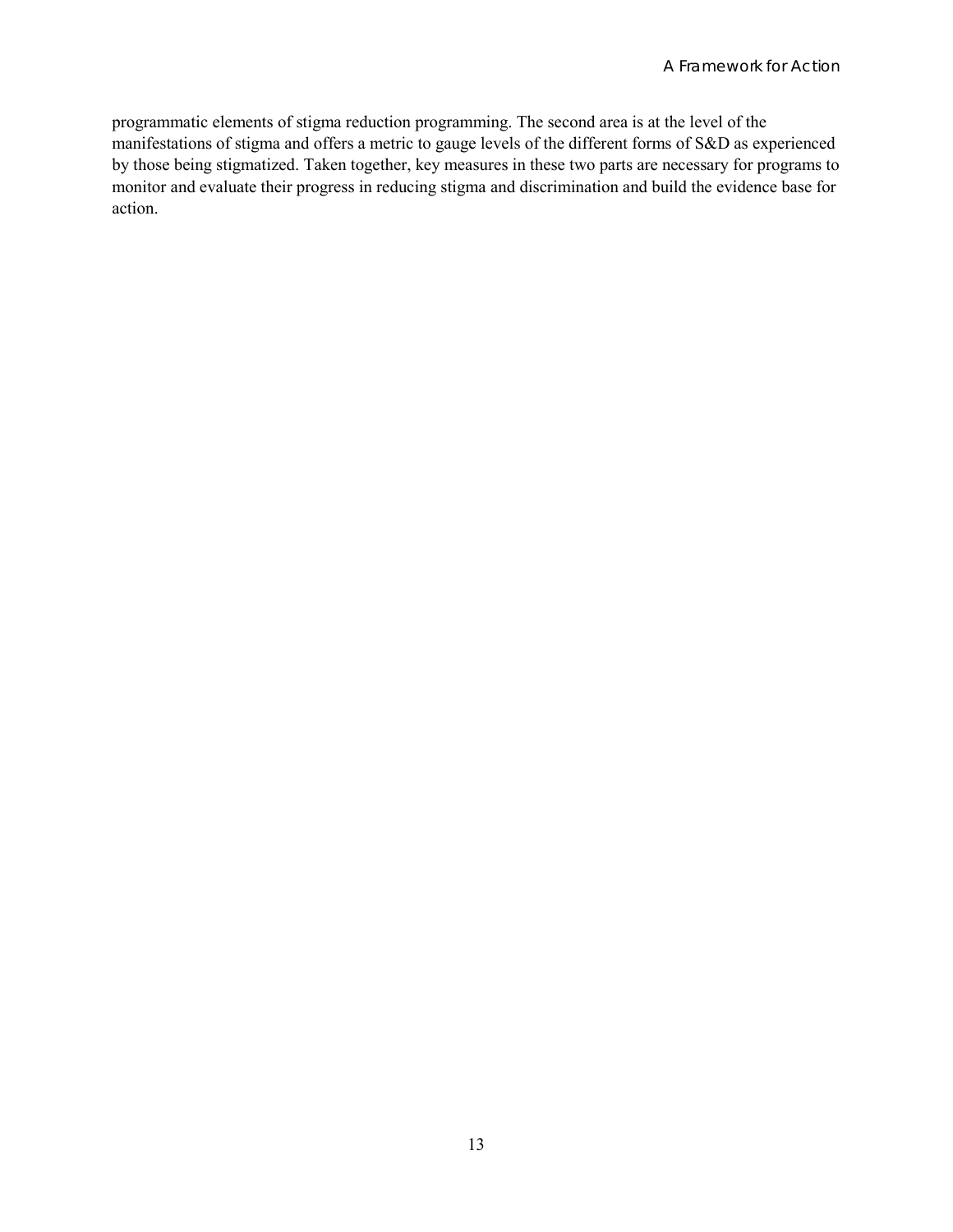programmatic elements of stigma reduction programming. The second area is at the level of the manifestations of stigma and offers a metric to gauge levels of the different forms of S&D as experienced by those being stigmatized. Taken together, key measures in these two parts are necessary for programs to monitor and evaluate their progress in reducing stigma and discrimination and build the evidence base for action.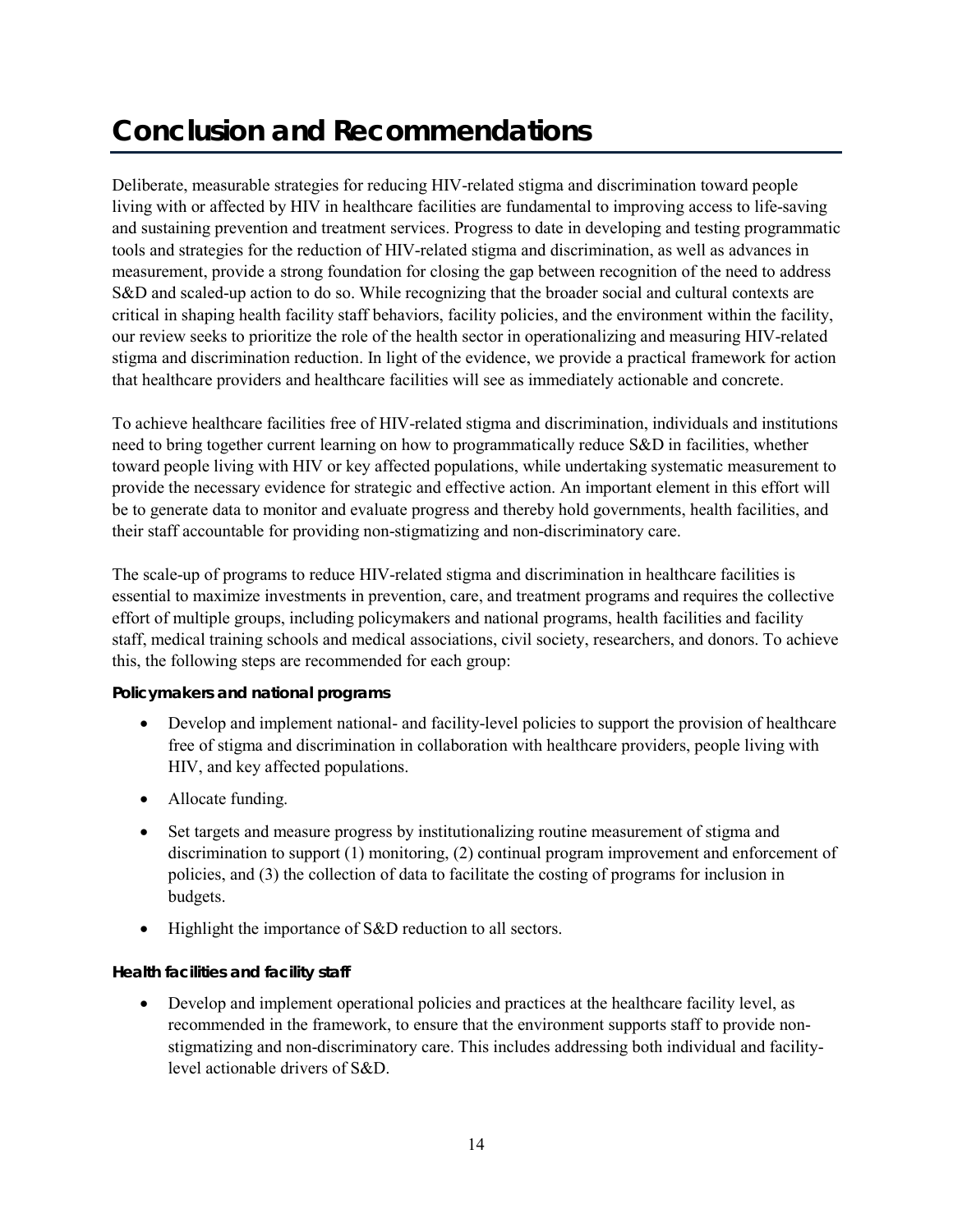# Conclusion and Recommendations

Deliberate, measurable strategies for reducing HIV-related stigma and discrimination toward people living with or affected by HIV in healthcare facilities are fundamental to improving access to life-saving and sustaining prevention and treatment services. Progress to date in developing and testing programmatic tools and strategies for the reduction of HIV-related stigma and discrimination, as well as advances in measurement, provide a strong foundation for closing the gap between recognition of the need to address S&D and scaled-up action to do so. While recognizing that the broader social and cultural contexts are critical in shaping health facility staff behaviors, facility policies, and the environment within the facility, our review seeks to prioritize the role of the health sector in operationalizing and measuring HIV-related stigma and discrimination reduction. In light of the evidence, we provide a practical framework for action that healthcare providers and healthcare facilities will see as immediately actionable and concrete.

To achieve healthcare facilities free of HIV-related stigma and discrimination, individuals and institutions need to bring together current learning on how to programmatically reduce S&D in facilities, whether toward people living with HIV or key affected populations, while undertaking systematic measurement to provide the necessary evidence for strategic and effective action. An important element in this effort will be to generate data to monitor and evaluate progress and thereby hold governments, health facilities, and their staff accountable for providing non-stigmatizing and non-discriminatory care.

The scale-up of programs to reduce HIV-related stigma and discrimination in healthcare facilities is essential to maximize investments in prevention, care, and treatment programs and requires the collective effort of multiple groups, including policymakers and national programs, health facilities and facility staff, medical training schools and medical associations, civil society, researchers, and donors. To achieve this, the following steps are recommended for each group:

**Policymakers and national programs**

- Develop and implement national- and facility-level policies to support the provision of healthcare free of stigma and discrimination in collaboration with healthcare providers, people living with HIV, and key affected populations.
- Allocate funding.
- Set targets and measure progress by institutionalizing routine measurement of stigma and discrimination to support (1) monitoring, (2) continual program improvement and enforcement of policies, and (3) the collection of data to facilitate the costing of programs for inclusion in budgets.
- Highlight the importance of S&D reduction to all sectors.

**Health facilities and facility staff**

- Develop and implement operational policies and practices at the healthcare facility level, as recommended in the framework, to ensure that the environment supports staff to provide non-stigmatizing and non-discriminatory care. This includes addressing both individual and facility-level actionable drivers of S&D.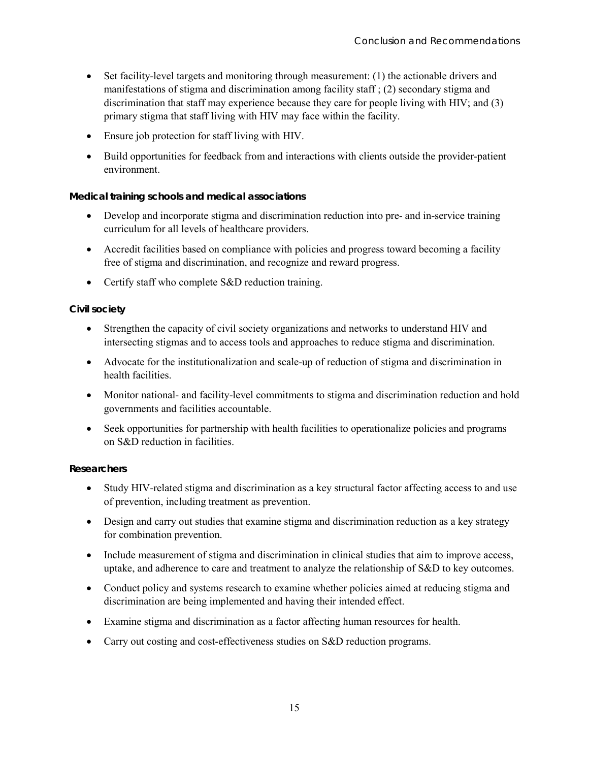- Set facility-level targets and monitoring through measurement: (1) the actionable drivers and manifestations of stigma and discrimination among facility staff ; (2) secondary stigma and discrimination that staff may experience because they care for people living with HIV; and (3) primary stigma that staff living with HIV may face within the facility.
- Ensure job protection for staff living with HIV.
- Build opportunities for feedback from and interactions with clients outside the provider-patient environment.

**Medical training schools and medical associations**

- Develop and incorporate stigma and discrimination reduction into pre- and in-service training curriculum for all levels of healthcare providers.
- Accredit facilities based on compliance with policies and progress toward becoming a facility free of stigma and discrimination, and recognize and reward progress.
- Certify staff who complete S&D reduction training.

**Civil society**

- Strengthen the capacity of civil society organizations and networks to understand HIV and intersecting stigmas and to access tools and approaches to reduce stigma and discrimination.
- Advocate for the institutionalization and scale-up of reduction of stigma and discrimination in health facilities.
- Monitor national- and facility-level commitments to stigma and discrimination reduction and hold governments and facilities accountable.
- Seek opportunities for partnership with health facilities to operationalize policies and programs on S&D reduction in facilities.

**Researchers**

- Study HIV-related stigma and discrimination as a key structural factor affecting access to and use of prevention, including treatment as prevention.
- Design and carry out studies that examine stigma and discrimination reduction as a key strategy for combination prevention.
- Include measurement of stigma and discrimination in clinical studies that aim to improve access, uptake, and adherence to care and treatment to analyze the relationship of S&D to key outcomes.
- Conduct policy and systems research to examine whether policies aimed at reducing stigma and discrimination are being implemented and having their intended effect.
- Examine stigma and discrimination as a factor affecting human resources for health.
- Carry out costing and cost-effectiveness studies on S&D reduction programs.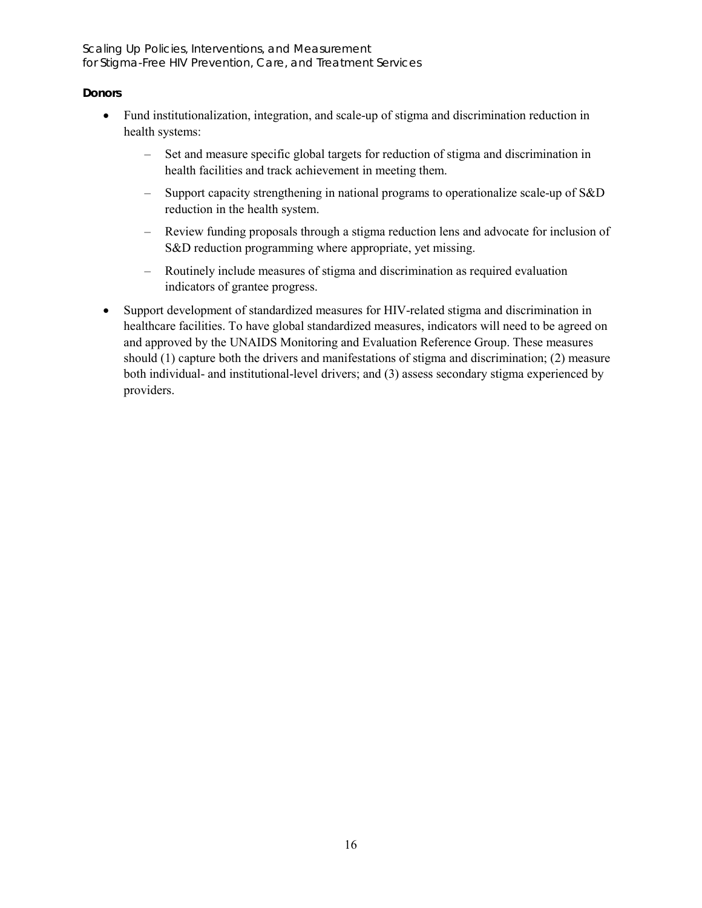**Donors**

- Fund institutionalization, integration, and scale-up of stigma and discrimination reduction in health systems:
  - Set and measure specific global targets for reduction of stigma and discrimination in health facilities and track achievement in meeting them.
  - Support capacity strengthening in national programs to operationalize scale-up of S&D reduction in the health system.
  - Review funding proposals through a stigma reduction lens and advocate for inclusion of S&D reduction programming where appropriate, yet missing.
  - Routinely include measures of stigma and discrimination as required evaluation indicators of grantee progress.
- Support development of standardized measures for HIV-related stigma and discrimination in healthcare facilities. To have global standardized measures, indicators will need to be agreed on and approved by the UNAIDS Monitoring and Evaluation Reference Group. These measures should (1) capture both the drivers and manifestations of stigma and discrimination; (2) measure both individual- and institutional-level drivers; and (3) assess secondary stigma experienced by providers.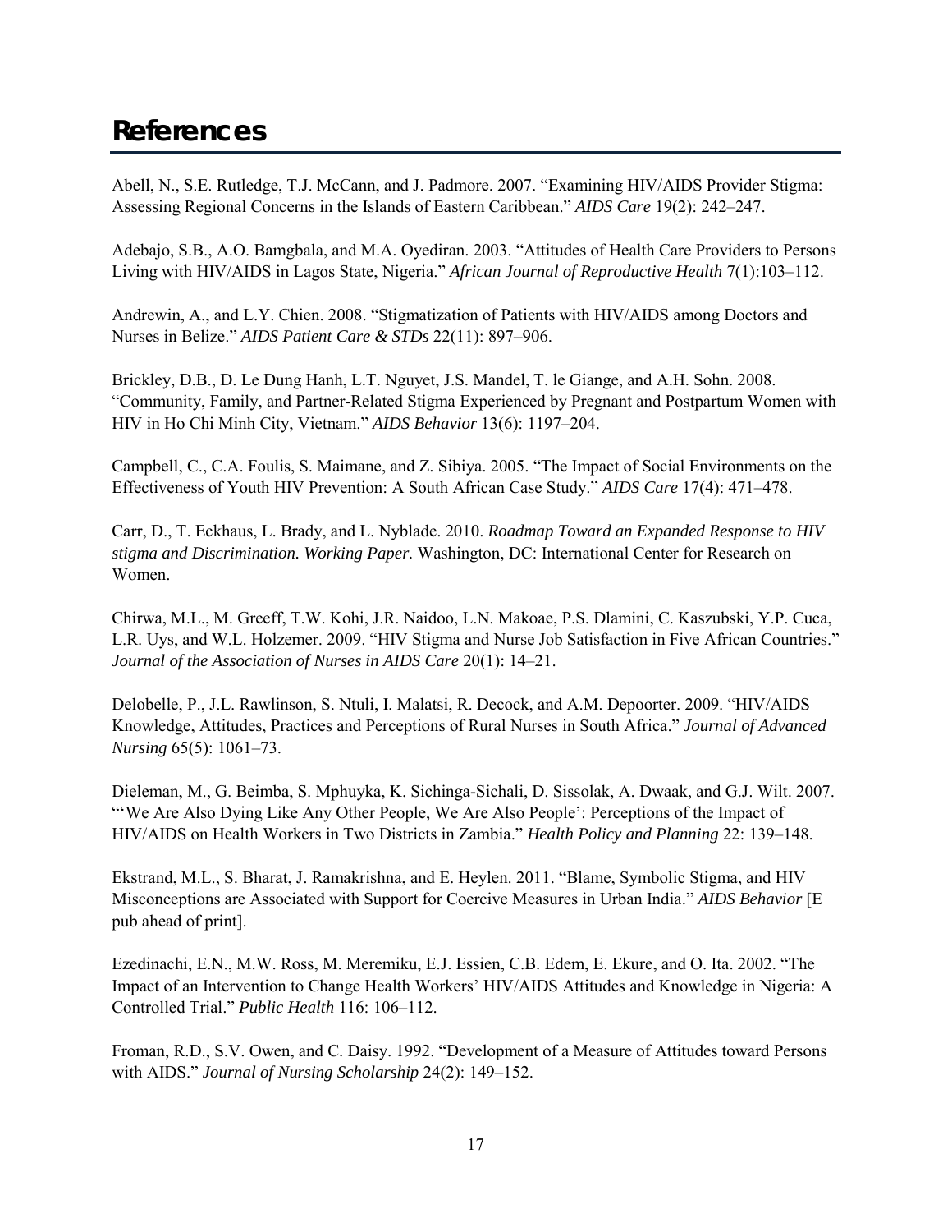# References

Abell, N., S.E. Rutledge, T.J. McCann, and J. Padmore. 2007. "Examining HIV/AIDS Provider Stigma: Assessing Regional Concerns in the Islands of Eastern Caribbean." *AIDS Care* 19(2): 242–247.

Adebajo, S.B., A.O. Bamgbala, and M.A. Oyediran. 2003. "Attitudes of Health Care Providers to Persons Living with HIV/AIDS in Lagos State, Nigeria." *African Journal of Reproductive Health* 7(1):103–112.

Andrewin, A., and L.Y. Chien. 2008. "Stigmatization of Patients with HIV/AIDS among Doctors and Nurses in Belize." *AIDS Patient Care & STDs* 22(11): 897–906.

Brickley, D.B., D. Le Dung Hanh, L.T. Nguyet, J.S. Mandel, T. le Giange, and A.H. Sohn. 2008. "Community, Family, and Partner-Related Stigma Experienced by Pregnant and Postpartum Women with HIV in Ho Chi Minh City, Vietnam." *AIDS Behavior* 13(6): 1197–204.

Campbell, C., C.A. Foulis, S. Maimane, and Z. Sibiya. 2005. "The Impact of Social Environments on the Effectiveness of Youth HIV Prevention: A South African Case Study." *AIDS Care* 17(4): 471–478.

Carr, D., T. Eckhaus, L. Brady, and L. Nyblade. 2010. *Roadmap Toward an Expanded Response to HIV stigma and Discrimination. Working Paper.* Washington, DC: International Center for Research on Women.

Chirwa, M.L., M. Greeff, T.W. Kohi, J.R. Naidoo, L.N. Makoae, P.S. Dlamini, C. Kaszubski, Y.P. Cuca, L.R. Uys, and W.L. Holzemer. 2009. "HIV Stigma and Nurse Job Satisfaction in Five African Countries." *Journal of the Association of Nurses in AIDS Care* 20(1): 14–21.

Delobelle, P., J.L. Rawlinson, S. Ntuli, I. Malatsi, R. Decock, and A.M. Depoorter. 2009. "HIV/AIDS Knowledge, Attitudes, Practices and Perceptions of Rural Nurses in South Africa." *Journal of Advanced Nursing* 65(5): 1061–73.

Dieleman, M., G. Beimba, S. Mphuyka, K. Sichinga-Sichali, D. Sissolak, A. Dwaak, and G.J. Wilt. 2007. "'We Are Also Dying Like Any Other People, We Are Also People': Perceptions of the Impact of HIV/AIDS on Health Workers in Two Districts in Zambia." *Health Policy and Planning* 22: 139–148.

Ekstrand, M.L., S. Bharat, J. Ramakrishna, and E. Heylen. 2011. "Blame, Symbolic Stigma, and HIV Misconceptions are Associated with Support for Coercive Measures in Urban India." *AIDS Behavior* [E pub ahead of print].

Ezedinachi, E.N., M.W. Ross, M. Meremiku, E.J. Essien, C.B. Edem, E. Ekure, and O. Ita. 2002. "The Impact of an Intervention to Change Health Workers' HIV/AIDS Attitudes and Knowledge in Nigeria: A Controlled Trial." *Public Health* 116: 106–112.

Froman, R.D., S.V. Owen, and C. Daisy. 1992. "Development of a Measure of Attitudes toward Persons with AIDS." *Journal of Nursing Scholarship* 24(2): 149–152.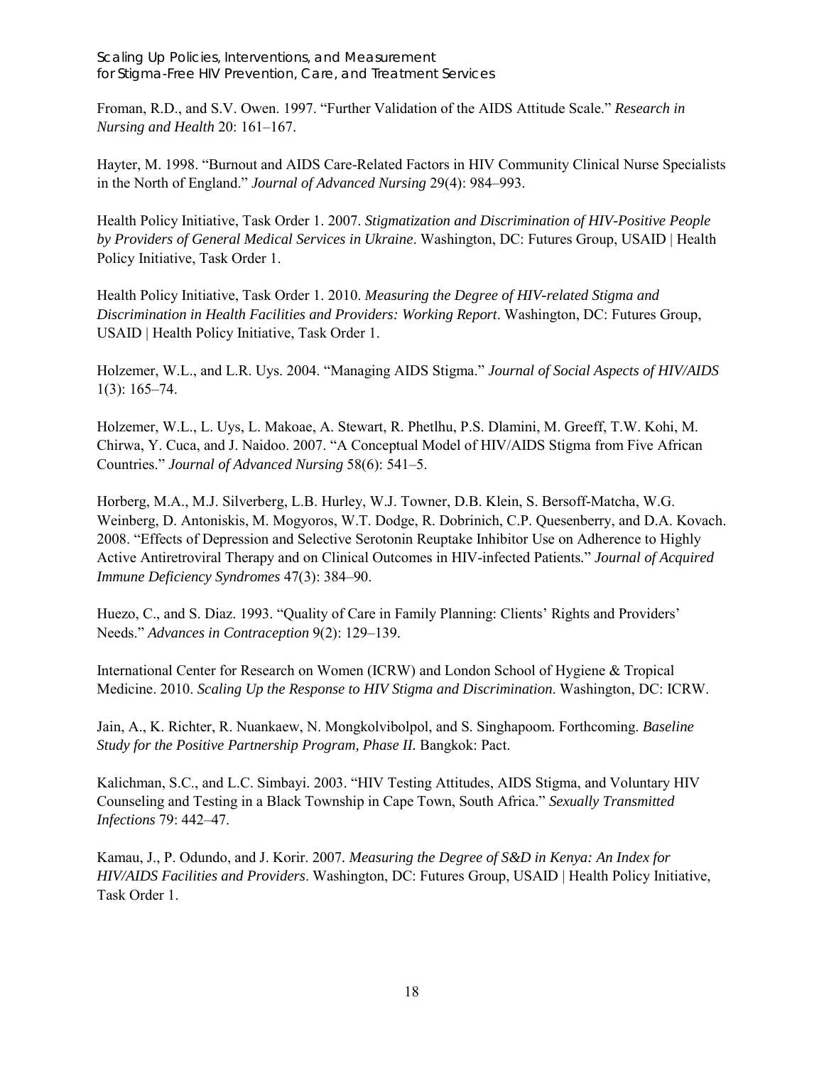Froman, R.D., and S.V. Owen. 1997. "Further Validation of the AIDS Attitude Scale." *Research in Nursing and Health* 20: 161–167.

Hayter, M. 1998. "Burnout and AIDS Care-Related Factors in HIV Community Clinical Nurse Specialists in the North of England." *Journal of Advanced Nursing* 29(4): 984–993.

Health Policy Initiative, Task Order 1. 2007. *Stigmatization and Discrimination of HIV-Positive People by Providers of General Medical Services in Ukraine*. Washington, DC: Futures Group, USAID | Health Policy Initiative, Task Order 1.

Health Policy Initiative, Task Order 1. 2010. *Measuring the Degree of HIV-related Stigma and Discrimination in Health Facilities and Providers: Working Report*. Washington, DC: Futures Group, USAID | Health Policy Initiative, Task Order 1.

Holzemer, W.L., and L.R. Uys. 2004. "Managing AIDS Stigma." *Journal of Social Aspects of HIV/AIDS* 1(3): 165–74.

Holzemer, W.L., L. Uys, L. Makoae, A. Stewart, R. Phetlhu, P.S. Dlamini, M. Greeff, T.W. Kohi, M. Chirwa, Y. Cuca, and J. Naidoo. 2007. "A Conceptual Model of HIV/AIDS Stigma from Five African Countries." *Journal of Advanced Nursing* 58(6): 541–5.

Horberg, M.A., M.J. Silverberg, L.B. Hurley, W.J. Towner, D.B. Klein, S. Bersoff-Matcha, W.G. Weinberg, D. Antoniskis, M. Mogyoros, W.T. Dodge, R. Dobrinich, C.P. Quesenberry, and D.A. Kovach. 2008. "Effects of Depression and Selective Serotonin Reuptake Inhibitor Use on Adherence to Highly Active Antiretroviral Therapy and on Clinical Outcomes in HIV-infected Patients." *Journal of Acquired Immune Deficiency Syndromes* 47(3): 384–90.

Huezo, C., and S. Diaz. 1993. "Quality of Care in Family Planning: Clients' Rights and Providers' Needs." *Advances in Contraception* 9(2): 129–139.

International Center for Research on Women (ICRW) and London School of Hygiene & Tropical Medicine. 2010. *Scaling Up the Response to HIV Stigma and Discrimination*. Washington, DC: ICRW.

Jain, A., K. Richter, R. Nuankaew, N. Mongkolvibolpol, and S. Singhapoom. Forthcoming. *Baseline Study for the Positive Partnership Program, Phase II*. Bangkok: Pact.

Kalichman, S.C., and L.C. Simbayi. 2003. "HIV Testing Attitudes, AIDS Stigma, and Voluntary HIV Counseling and Testing in a Black Township in Cape Town, South Africa." *Sexually Transmitted Infections* 79: 442–47.

Kamau, J., P. Odundo, and J. Korir. 2007. *Measuring the Degree of S&D in Kenya: An Index for HIV/AIDS Facilities and Providers*. Washington, DC: Futures Group, USAID | Health Policy Initiative, Task Order 1.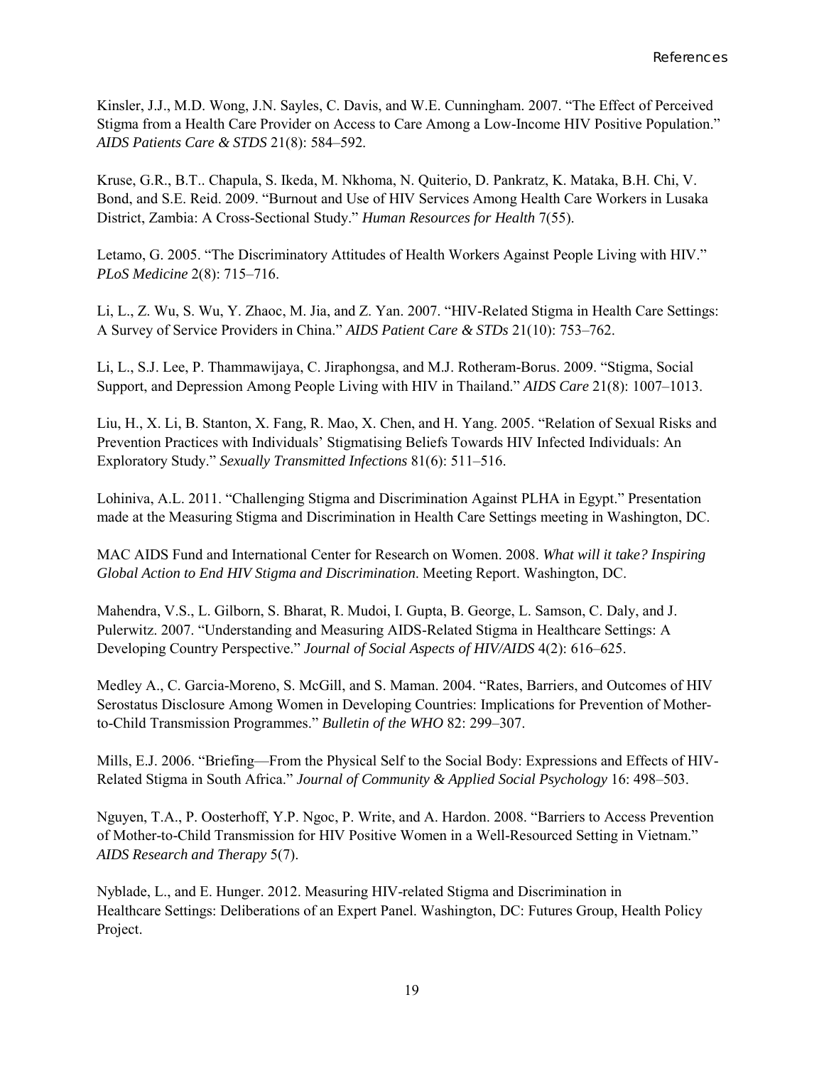Kinsler, J.J., M.D. Wong, J.N. Sayles, C. Davis, and W.E. Cunningham. 2007. "The Effect of Perceived Stigma from a Health Care Provider on Access to Care Among a Low-Income HIV Positive Population." *AIDS Patients Care & STDS* 21(8): 584–592.

Kruse, G.R., B.T.. Chapula, S. Ikeda, M. Nkhoma, N. Quiterio, D. Pankratz, K. Mataka, B.H. Chi, V. Bond, and S.E. Reid. 2009. "Burnout and Use of HIV Services Among Health Care Workers in Lusaka District, Zambia: A Cross-Sectional Study." *Human Resources for Health* 7(55).

Letamo, G. 2005. "The Discriminatory Attitudes of Health Workers Against People Living with HIV." *PLoS Medicine* 2(8): 715–716.

Li, L., Z. Wu, S. Wu, Y. Zhaoc, M. Jia, and Z. Yan. 2007. "HIV-Related Stigma in Health Care Settings: A Survey of Service Providers in China." *AIDS Patient Care & STDs* 21(10): 753–762.

Li, L., S.J. Lee, P. Thammawijaya, C. Jiraphongsa, and M.J. Rotheram-Borus. 2009. "Stigma, Social Support, and Depression Among People Living with HIV in Thailand." *AIDS Care* 21(8): 1007–1013.

Liu, H., X. Li, B. Stanton, X. Fang, R. Mao, X. Chen, and H. Yang. 2005. "Relation of Sexual Risks and Prevention Practices with Individuals' Stigmatising Beliefs Towards HIV Infected Individuals: An Exploratory Study." *Sexually Transmitted Infections* 81(6): 511–516.

Lohiniva, A.L. 2011. "Challenging Stigma and Discrimination Against PLHA in Egypt." Presentation made at the Measuring Stigma and Discrimination in Health Care Settings meeting in Washington, DC.

MAC AIDS Fund and International Center for Research on Women. 2008. *What will it take? Inspiring Global Action to End HIV Stigma and Discrimination*. Meeting Report. Washington, DC.

Mahendra, V.S., L. Gilborn, S. Bharat, R. Mudoi, I. Gupta, B. George, L. Samson, C. Daly, and J. Pulerwitz. 2007. "Understanding and Measuring AIDS-Related Stigma in Healthcare Settings: A Developing Country Perspective." *Journal of Social Aspects of HIV/AIDS* 4(2): 616–625.

Medley A., C. Garcia-Moreno, S. McGill, and S. Maman. 2004. "Rates, Barriers, and Outcomes of HIV Serostatus Disclosure Among Women in Developing Countries: Implications for Prevention of Mother-to-Child Transmission Programmes." *Bulletin of the WHO* 82: 299–307.

Mills, E.J. 2006. "Briefing—From the Physical Self to the Social Body: Expressions and Effects of HIV-Related Stigma in South Africa." *Journal of Community & Applied Social Psychology* 16: 498–503.

Nguyen, T.A., P. Oosterhoff, Y.P. Ngoc, P. Write, and A. Hardon. 2008. "Barriers to Access Prevention of Mother-to-Child Transmission for HIV Positive Women in a Well-Resourced Setting in Vietnam." *AIDS Research and Therapy* 5(7).

Nyblade, L., and E. Hunger. 2012. Measuring HIV-related Stigma and Discrimination in Healthcare Settings: Deliberations of an Expert Panel. Washington, DC: Futures Group, Health Policy Project.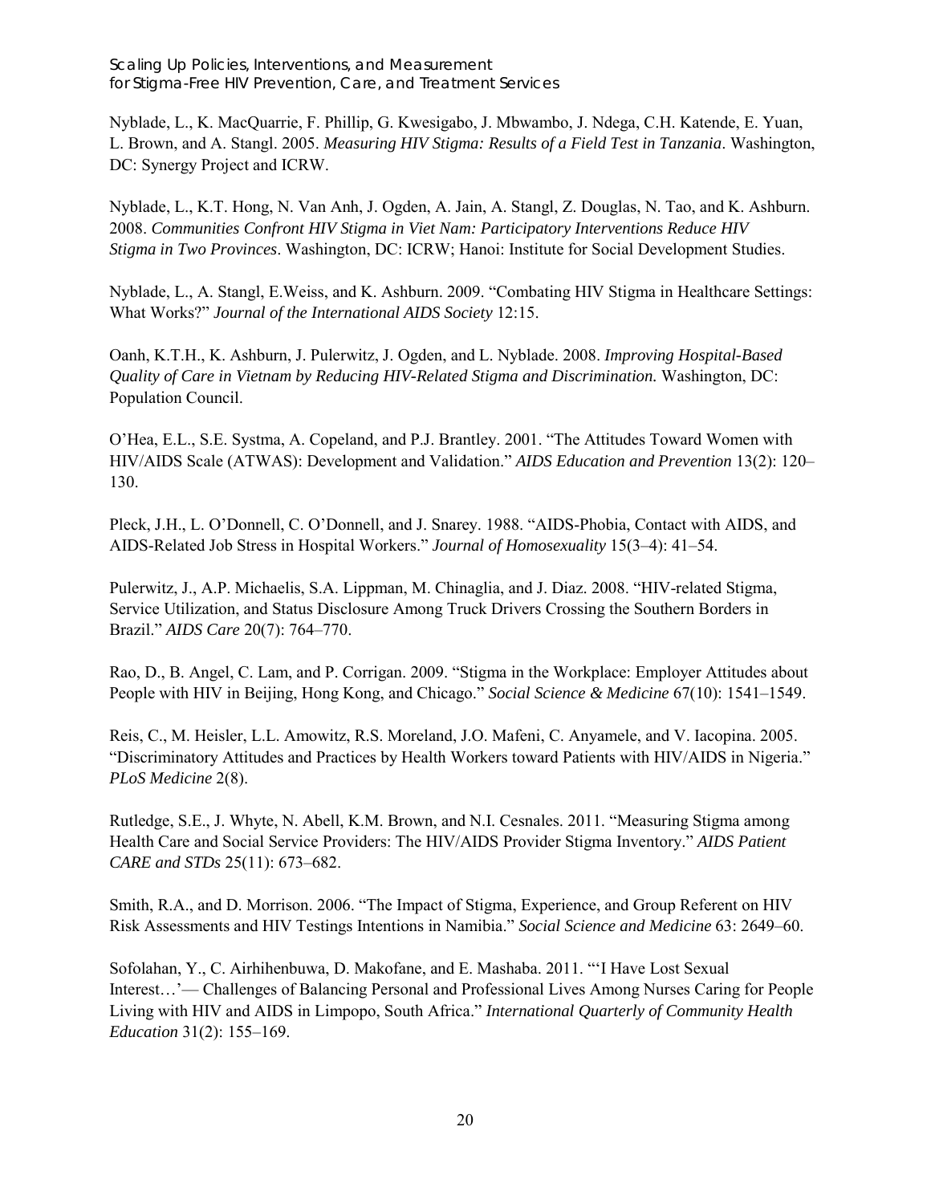Nyblade, L., K. MacQuarrie, F. Phillip, G. Kwesigabo, J. Mbwambo, J. Ndega, C.H. Katende, E. Yuan, L. Brown, and A. Stangl. 2005. *Measuring HIV Stigma: Results of a Field Test in Tanzania*. Washington, DC: Synergy Project and ICRW.

Nyblade, L., K.T. Hong, N. Van Anh, J. Ogden, A. Jain, A. Stangl, Z. Douglas, N. Tao, and K. Ashburn. 2008. *Communities Confront HIV Stigma in Viet Nam: Participatory Interventions Reduce HIV Stigma in Two Provinces*. Washington, DC: ICRW; Hanoi: Institute for Social Development Studies.

Nyblade, L., A. Stangl, E.Weiss, and K. Ashburn. 2009. "Combating HIV Stigma in Healthcare Settings: What Works?" *Journal of the International AIDS Society* 12:15.

Oanh, K.T.H., K. Ashburn, J. Pulerwitz, J. Ogden, and L. Nyblade. 2008. *Improving Hospital-Based Quality of Care in Vietnam by Reducing HIV-Related Stigma and Discrimination.* Washington, DC: Population Council.

O'Hea, E.L., S.E. Systma, A. Copeland, and P.J. Brantley. 2001. "The Attitudes Toward Women with HIV/AIDS Scale (ATWAS): Development and Validation." *AIDS Education and Prevention* 13(2): 120–130.

Pleck, J.H., L. O'Donnell, C. O'Donnell, and J. Snarey. 1988. "AIDS-Phobia, Contact with AIDS, and AIDS-Related Job Stress in Hospital Workers." *Journal of Homosexuality* 15(3–4): 41–54.

Pulerwitz, J., A.P. Michaelis, S.A. Lippman, M. Chinaglia, and J. Diaz. 2008. "HIV-related Stigma, Service Utilization, and Status Disclosure Among Truck Drivers Crossing the Southern Borders in Brazil." *AIDS Care* 20(7): 764–770.

Rao, D., B. Angel, C. Lam, and P. Corrigan. 2009. "Stigma in the Workplace: Employer Attitudes about People with HIV in Beijing, Hong Kong, and Chicago." *Social Science & Medicine* 67(10): 1541–1549.

Reis, C., M. Heisler, L.L. Amowitz, R.S. Moreland, J.O. Mafeni, C. Anyamele, and V. Iacopina. 2005. "Discriminatory Attitudes and Practices by Health Workers toward Patients with HIV/AIDS in Nigeria." *PLoS Medicine* 2(8).

Rutledge, S.E., J. Whyte, N. Abell, K.M. Brown, and N.I. Cesnales. 2011. "Measuring Stigma among Health Care and Social Service Providers: The HIV/AIDS Provider Stigma Inventory." *AIDS Patient CARE and STDs* 25(11): 673–682.

Smith, R.A., and D. Morrison. 2006. "The Impact of Stigma, Experience, and Group Referent on HIV Risk Assessments and HIV Testings Intentions in Namibia." *Social Science and Medicine* 63: 2649–60.

Sofolahan, Y., C. Airhihenbuwa, D. Makofane, and E. Mashaba. 2011. "'I Have Lost Sexual Interest…'— Challenges of Balancing Personal and Professional Lives Among Nurses Caring for People Living with HIV and AIDS in Limpopo, South Africa." *International Quarterly of Community Health Education* 31(2): 155–169.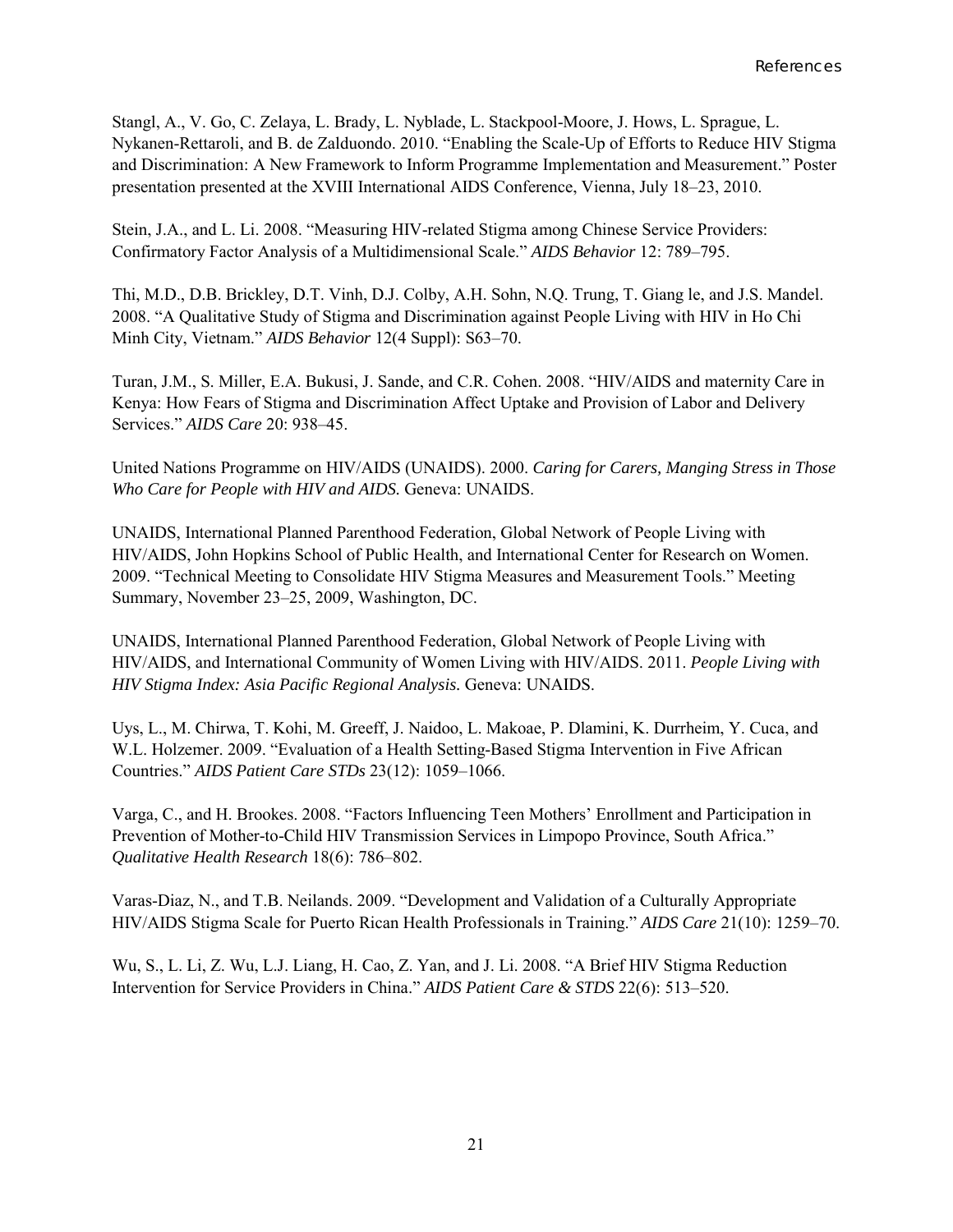Stangl, A., V. Go, C. Zelaya, L. Brady, L. Nyblade, L. Stackpool-Moore, J. Hows, L. Sprague, L. Nykanen-Rettaroli, and B. de Zalduondo. 2010. "Enabling the Scale-Up of Efforts to Reduce HIV Stigma and Discrimination: A New Framework to Inform Programme Implementation and Measurement." Poster presentation presented at the XVIII International AIDS Conference, Vienna, July 18–23, 2010.

Stein, J.A., and L. Li. 2008. "Measuring HIV-related Stigma among Chinese Service Providers: Confirmatory Factor Analysis of a Multidimensional Scale." *AIDS Behavior* 12: 789–795.

Thi, M.D., D.B. Brickley, D.T. Vinh, D.J. Colby, A.H. Sohn, N.Q. Trung, T. Giang le, and J.S. Mandel. 2008. "A Qualitative Study of Stigma and Discrimination against People Living with HIV in Ho Chi Minh City, Vietnam." *AIDS Behavior* 12(4 Suppl): S63–70.

Turan, J.M., S. Miller, E.A. Bukusi, J. Sande, and C.R. Cohen. 2008. "HIV/AIDS and maternity Care in Kenya: How Fears of Stigma and Discrimination Affect Uptake and Provision of Labor and Delivery Services." *AIDS Care* 20: 938–45.

United Nations Programme on HIV/AIDS (UNAIDS). 2000. *Caring for Carers, Manging Stress in Those Who Care for People with HIV and AIDS.* Geneva: UNAIDS.

UNAIDS, International Planned Parenthood Federation, Global Network of People Living with HIV/AIDS, John Hopkins School of Public Health, and International Center for Research on Women. 2009. "Technical Meeting to Consolidate HIV Stigma Measures and Measurement Tools." Meeting Summary, November 23–25, 2009, Washington, DC.

UNAIDS, International Planned Parenthood Federation, Global Network of People Living with HIV/AIDS, and International Community of Women Living with HIV/AIDS. 2011. *People Living with HIV Stigma Index: Asia Pacific Regional Analysis.* Geneva: UNAIDS.

Uys, L., M. Chirwa, T. Kohi, M. Greeff, J. Naidoo, L. Makoae, P. Dlamini, K. Durrheim, Y. Cuca, and W.L. Holzemer. 2009. "Evaluation of a Health Setting-Based Stigma Intervention in Five African Countries." *AIDS Patient Care STDs* 23(12): 1059–1066.

Varga, C., and H. Brookes. 2008. "Factors Influencing Teen Mothers' Enrollment and Participation in Prevention of Mother-to-Child HIV Transmission Services in Limpopo Province, South Africa." *Qualitative Health Research* 18(6): 786–802.

Varas-Diaz, N., and T.B. Neilands. 2009. "Development and Validation of a Culturally Appropriate HIV/AIDS Stigma Scale for Puerto Rican Health Professionals in Training." *AIDS Care* 21(10): 1259–70.

Wu, S., L. Li, Z. Wu, L.J. Liang, H. Cao, Z. Yan, and J. Li. 2008. "A Brief HIV Stigma Reduction Intervention for Service Providers in China." *AIDS Patient Care & STDS* 22(6): 513–520.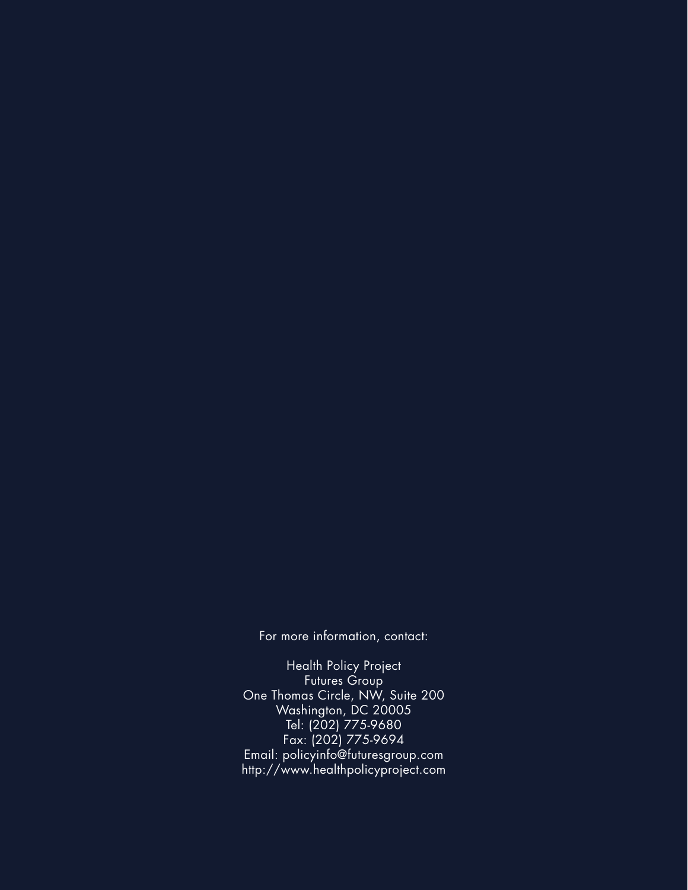For more information, contact:

Health Policy Project
Futures Group
One Thomas Circle, NW, Suite 200
Washington, DC 20005
Tel: (202) 775-9680
Fax: (202) 775-9694
Email: policyinfo@futuresgroup.com
http://www.healthpolicyproject.com